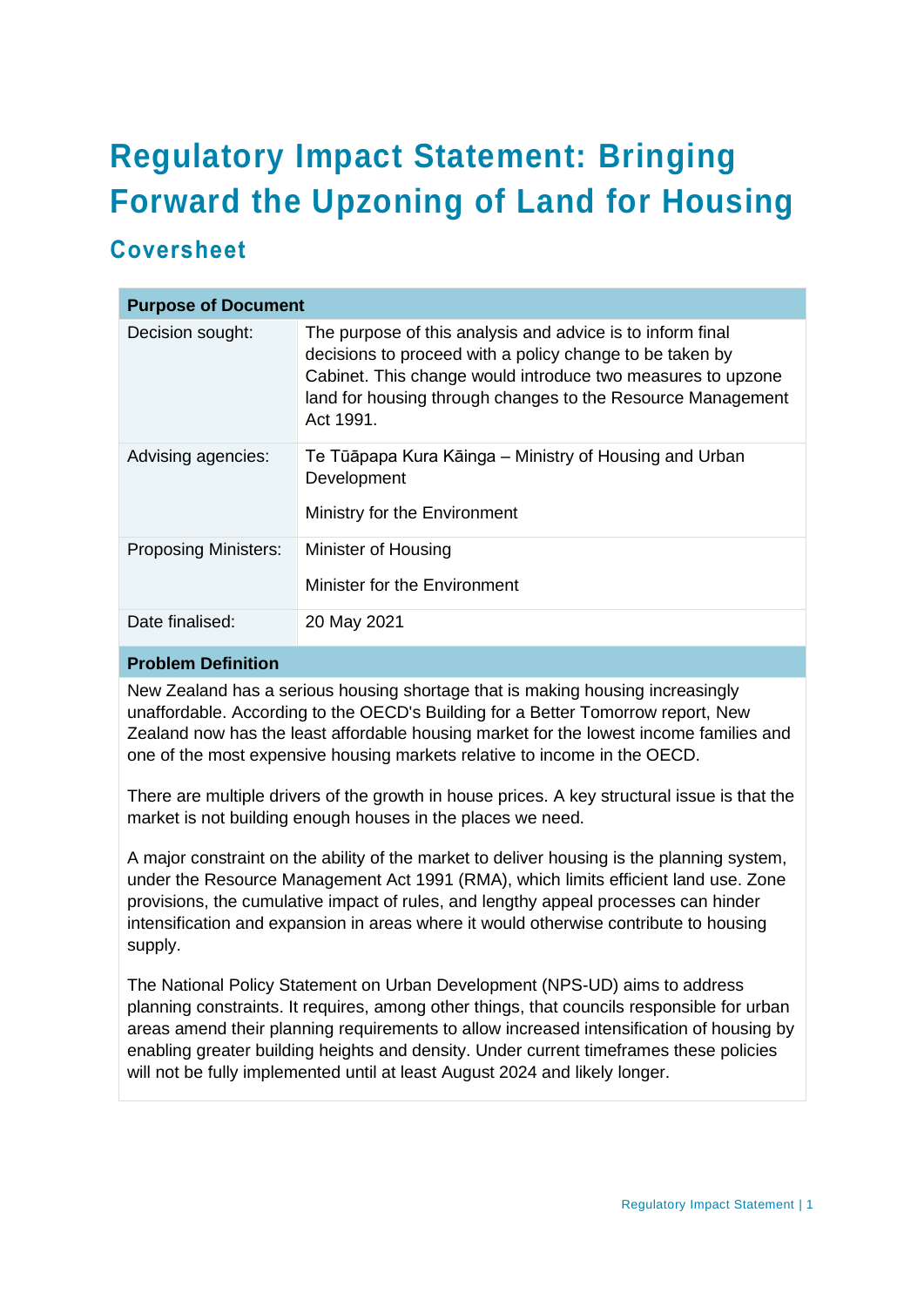# Regulatory Impact Statement: Bringing Forward the Upzoning of Land for Housing

## Coversheet

| Purpose of Document | |
|---|---|
| Decision sought: | The purpose of this analysis and advice is to inform final decisions to proceed with a policy change to be taken by Cabinet. This change would introduce two measures to upzone land for housing through changes to the Resource Management Act 1991. |
| Advising agencies: | Te Tūāpapa Kura Kāinga – Ministry of Housing and Urban Development<br><br>Ministry for the Environment |
| Proposing Ministers: | Minister of Housing<br><br>Minister for the Environment |
| Date finalised: | 20 May 2021 |

**Problem Definition**

New Zealand has a serious housing shortage that is making housing increasingly unaffordable. According to the OECD's Building for a Better Tomorrow report, New Zealand now has the least affordable housing market for the lowest income families and one of the most expensive housing markets relative to income in the OECD.

There are multiple drivers of the growth in house prices. A key structural issue is that the market is not building enough houses in the places we need.

A major constraint on the ability of the market to deliver housing is the planning system, under the Resource Management Act 1991 (RMA), which limits efficient land use. Zone provisions, the cumulative impact of rules, and lengthy appeal processes can hinder intensification and expansion in areas where it would otherwise contribute to housing supply.

The National Policy Statement on Urban Development (NPS-UD) aims to address planning constraints. It requires, among other things, that councils responsible for urban areas amend their planning requirements to allow increased intensification of housing by enabling greater building heights and density. Under current timeframes these policies will not be fully implemented until at least August 2024 and likely longer.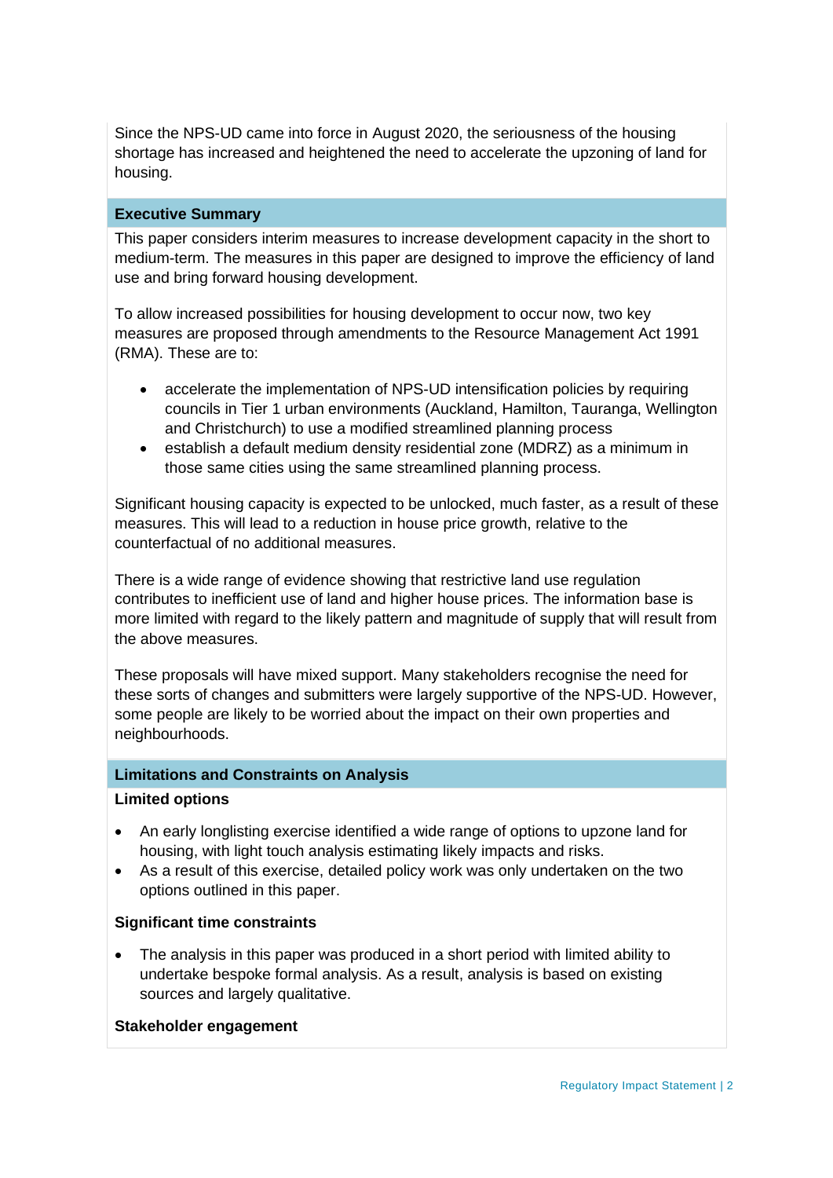Since the NPS-UD came into force in August 2020, the seriousness of the housing shortage has increased and heightened the need to accelerate the upzoning of land for housing.

## Executive Summary

This paper considers interim measures to increase development capacity in the short to medium-term. The measures in this paper are designed to improve the efficiency of land use and bring forward housing development.

To allow increased possibilities for housing development to occur now, two key measures are proposed through amendments to the Resource Management Act 1991 (RMA). These are to:

- accelerate the implementation of NPS-UD intensification policies by requiring councils in Tier 1 urban environments (Auckland, Hamilton, Tauranga, Wellington and Christchurch) to use a modified streamlined planning process
- establish a default medium density residential zone (MDRZ) as a minimum in those same cities using the same streamlined planning process.

Significant housing capacity is expected to be unlocked, much faster, as a result of these measures. This will lead to a reduction in house price growth, relative to the counterfactual of no additional measures.

There is a wide range of evidence showing that restrictive land use regulation contributes to inefficient use of land and higher house prices. The information base is more limited with regard to the likely pattern and magnitude of supply that will result from the above measures.

These proposals will have mixed support. Many stakeholders recognise the need for these sorts of changes and submitters were largely supportive of the NPS-UD. However, some people are likely to be worried about the impact on their own properties and neighbourhoods.

## Limitations and Constraints on Analysis

### Limited options

- An early longlisting exercise identified a wide range of options to upzone land for housing, with light touch analysis estimating likely impacts and risks.
- As a result of this exercise, detailed policy work was only undertaken on the two options outlined in this paper.

### Significant time constraints

- The analysis in this paper was produced in a short period with limited ability to undertake bespoke formal analysis. As a result, analysis is based on existing sources and largely qualitative.

### Stakeholder engagement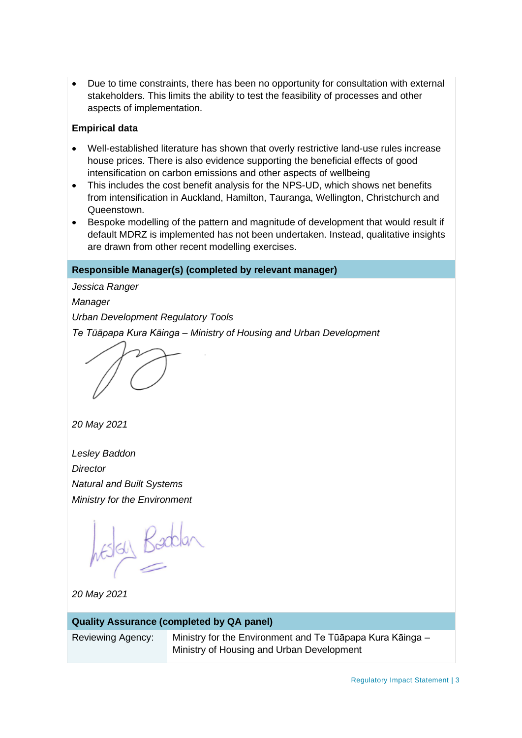- Due to time constraints, there has been no opportunity for consultation with external stakeholders. This limits the ability to test the feasibility of processes and other aspects of implementation.

**Empirical data**

- Well-established literature has shown that overly restrictive land-use rules increase house prices. There is also evidence supporting the beneficial effects of good intensification on carbon emissions and other aspects of wellbeing
- This includes the cost benefit analysis for the NPS-UD, which shows net benefits from intensification in Auckland, Hamilton, Tauranga, Wellington, Christchurch and Queenstown.
- Bespoke modelling of the pattern and magnitude of development that would result if default MDRZ is implemented has not been undertaken. Instead, qualitative insights are drawn from other recent modelling exercises.

**Responsible Manager(s) (completed by relevant manager)**

*Jessica Ranger*

*Manager*

*Urban Development Regulatory Tools*

*Te Tūāpapa Kura Kāinga – Ministry of Housing and Urban Development*

*20 May 2021*

*Lesley Baddon*

*Director*

*Natural and Built Systems*

*Ministry for the Environment*

*20 May 2021*

| **Quality Assurance (completed by QA panel)** | |
|---|---|
| Reviewing Agency: | Ministry for the Environment and Te Tūāpapa Kura Kāinga – Ministry of Housing and Urban Development |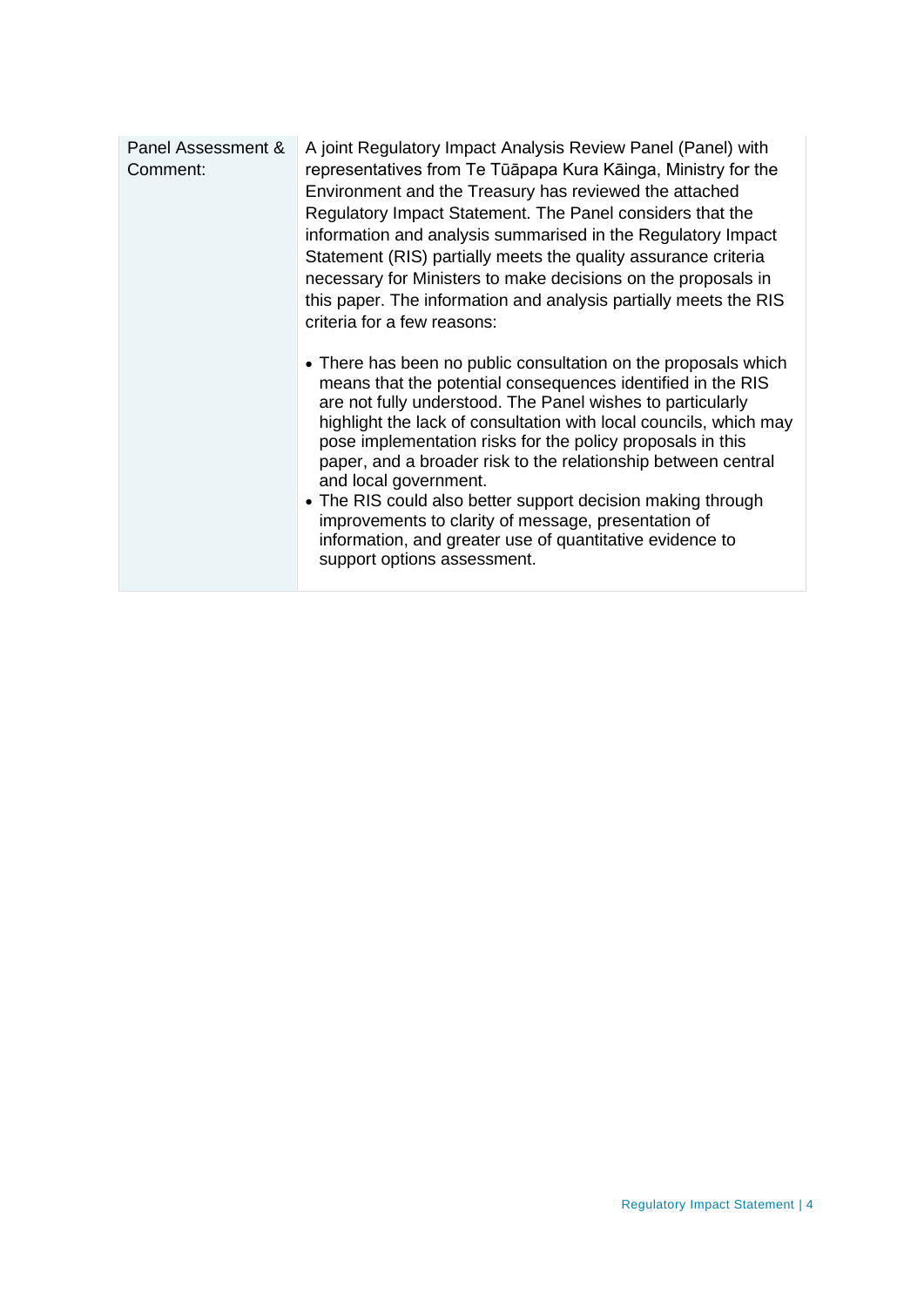| Panel Assessment & Comment: | A joint Regulatory Impact Analysis Review Panel (Panel) with representatives from Te Tūāpapa Kura Kāinga, Ministry for the Environment and the Treasury has reviewed the attached Regulatory Impact Statement. The Panel considers that the information and analysis summarised in the Regulatory Impact Statement (RIS) partially meets the quality assurance criteria necessary for Ministers to make decisions on the proposals in this paper. The information and analysis partially meets the RIS criteria for a few reasons:<br><br>• There has been no public consultation on the proposals which means that the potential consequences identified in the RIS are not fully understood. The Panel wishes to particularly highlight the lack of consultation with local councils, which may pose implementation risks for the policy proposals in this paper, and a broader risk to the relationship between central and local government.<br>• The RIS could also better support decision making through improvements to clarity of message, presentation of information, and greater use of quantitative evidence to support options assessment. |
|---|---|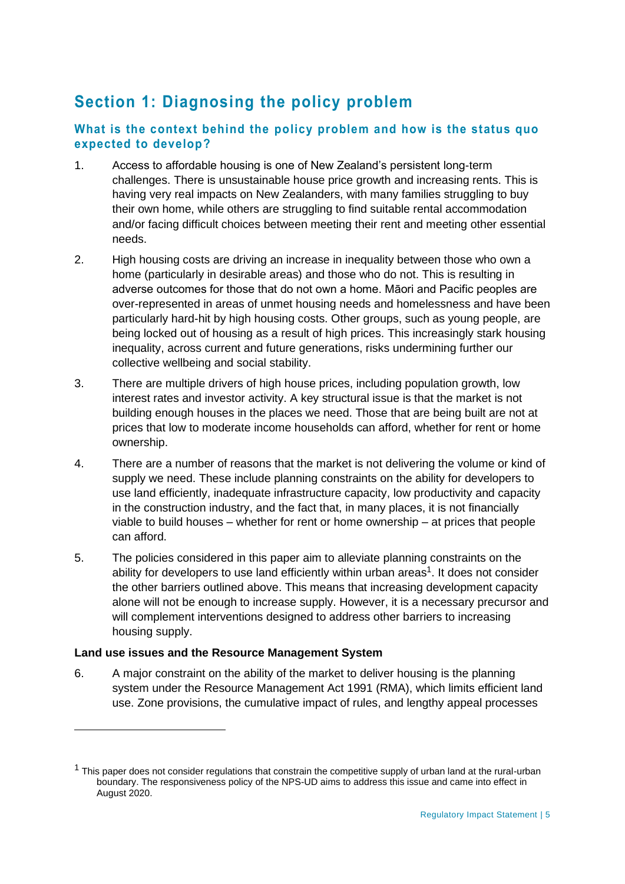## Section 1: Diagnosing the policy problem

### What is the context behind the policy problem and how is the status quo expected to develop?

1. Access to affordable housing is one of New Zealand's persistent long-term challenges. There is unsustainable house price growth and increasing rents. This is having very real impacts on New Zealanders, with many families struggling to buy their own home, while others are struggling to find suitable rental accommodation and/or facing difficult choices between meeting their rent and meeting other essential needs.

2. High housing costs are driving an increase in inequality between those who own a home (particularly in desirable areas) and those who do not. This is resulting in adverse outcomes for those that do not own a home. Māori and Pacific peoples are over-represented in areas of unmet housing needs and homelessness and have been particularly hard-hit by high housing costs. Other groups, such as young people, are being locked out of housing as a result of high prices. This increasingly stark housing inequality, across current and future generations, risks undermining further our collective wellbeing and social stability.

3. There are multiple drivers of high house prices, including population growth, low interest rates and investor activity. A key structural issue is that the market is not building enough houses in the places we need. Those that are being built are not at prices that low to moderate income households can afford, whether for rent or home ownership.

4. There are a number of reasons that the market is not delivering the volume or kind of supply we need. These include planning constraints on the ability for developers to use land efficiently, inadequate infrastructure capacity, low productivity and capacity in the construction industry, and the fact that, in many places, it is not financially viable to build houses – whether for rent or home ownership – at prices that people can afford.

5. The policies considered in this paper aim to alleviate planning constraints on the ability for developers to use land efficiently within urban areas[1]. It does not consider the other barriers outlined above. This means that increasing development capacity alone will not be enough to increase supply. However, it is a necessary precursor and will complement interventions designed to address other barriers to increasing housing supply.

**Land use issues and the Resource Management System**

6. A major constraint on the ability of the market to deliver housing is the planning system under the Resource Management Act 1991 (RMA), which limits efficient land use. Zone provisions, the cumulative impact of rules, and lengthy appeal processes

---

[1] This paper does not consider regulations that constrain the competitive supply of urban land at the rural-urban boundary. The responsiveness policy of the NPS-UD aims to address this issue and came into effect in August 2020.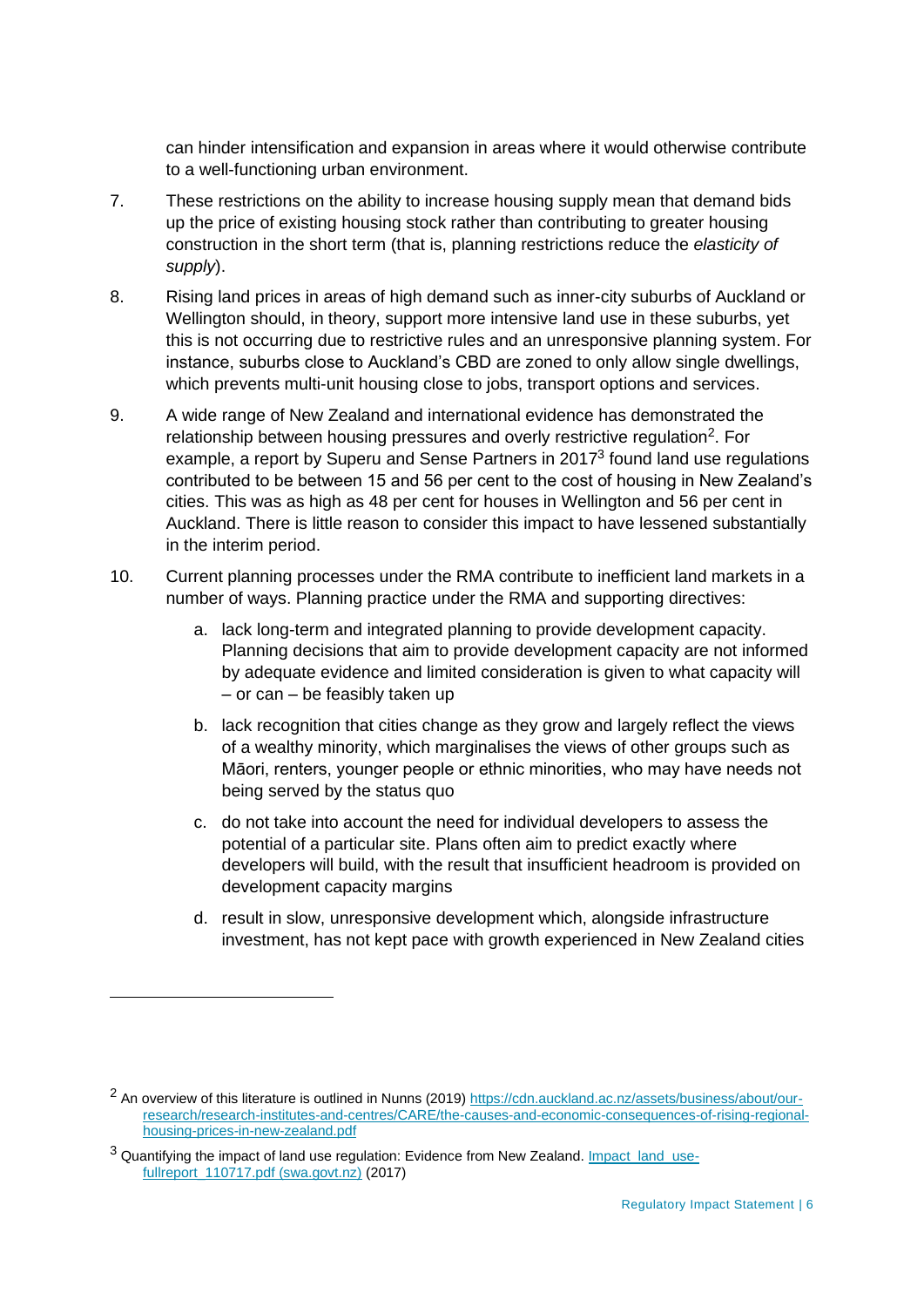can hinder intensification and expansion in areas where it would otherwise contribute to a well-functioning urban environment.

7. These restrictions on the ability to increase housing supply mean that demand bids up the price of existing housing stock rather than contributing to greater housing construction in the short term (that is, planning restrictions reduce the *elasticity of supply*).

8. Rising land prices in areas of high demand such as inner-city suburbs of Auckland or Wellington should, in theory, support more intensive land use in these suburbs, yet this is not occurring due to restrictive rules and an unresponsive planning system. For instance, suburbs close to Auckland's CBD are zoned to only allow single dwellings, which prevents multi-unit housing close to jobs, transport options and services.

9. A wide range of New Zealand and international evidence has demonstrated the relationship between housing pressures and overly restrictive regulation[2]. For example, a report by Superu and Sense Partners in 2017[3] found land use regulations contributed to be between 15 and 56 per cent to the cost of housing in New Zealand's cities. This was as high as 48 per cent for houses in Wellington and 56 per cent in Auckland. There is little reason to consider this impact to have lessened substantially in the interim period.

10. Current planning processes under the RMA contribute to inefficient land markets in a number of ways. Planning practice under the RMA and supporting directives:

    a. lack long-term and integrated planning to provide development capacity. Planning decisions that aim to provide development capacity are not informed by adequate evidence and limited consideration is given to what capacity will – or can – be feasibly taken up

    b. lack recognition that cities change as they grow and largely reflect the views of a wealthy minority, which marginalises the views of other groups such as Māori, renters, younger people or ethnic minorities, who may have needs not being served by the status quo

    c. do not take into account the need for individual developers to assess the potential of a particular site. Plans often aim to predict exactly where developers will build, with the result that insufficient headroom is provided on development capacity margins

    d. result in slow, unresponsive development which, alongside infrastructure investment, has not kept pace with growth experienced in New Zealand cities

---

[2] An overview of this literature is outlined in Nunns (2019) https://cdn.auckland.ac.nz/assets/business/about/our-research/research-institutes-and-centres/CARE/the-causes-and-economic-consequences-of-rising-regional-housing-prices-in-new-zealand.pdf

[3] Quantifying the impact of land use regulation: Evidence from New Zealand. Impact_land_use-fullreport_110717.pdf (swa.govt.nz) (2017)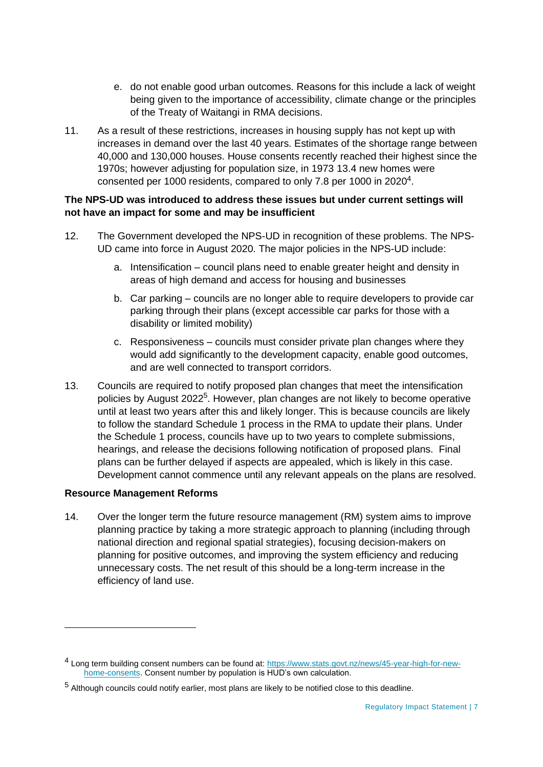e. do not enable good urban outcomes. Reasons for this include a lack of weight being given to the importance of accessibility, climate change or the principles of the Treaty of Waitangi in RMA decisions.

11. As a result of these restrictions, increases in housing supply has not kept up with increases in demand over the last 40 years. Estimates of the shortage range between 40,000 and 130,000 houses. House consents recently reached their highest since the 1970s; however adjusting for population size, in 1973 13.4 new homes were consented per 1000 residents, compared to only 7.8 per 1000 in 2020[4].

**The NPS-UD was introduced to address these issues but under current settings will not have an impact for some and may be insufficient**

12. The Government developed the NPS-UD in recognition of these problems. The NPS-UD came into force in August 2020. The major policies in the NPS-UD include:

    a. Intensification – council plans need to enable greater height and density in areas of high demand and access for housing and businesses

    b. Car parking – councils are no longer able to require developers to provide car parking through their plans (except accessible car parks for those with a disability or limited mobility)

    c. Responsiveness – councils must consider private plan changes where they would add significantly to the development capacity, enable good outcomes, and are well connected to transport corridors.

13. Councils are required to notify proposed plan changes that meet the intensification policies by August 2022[5]. However, plan changes are not likely to become operative until at least two years after this and likely longer. This is because councils are likely to follow the standard Schedule 1 process in the RMA to update their plans. Under the Schedule 1 process, councils have up to two years to complete submissions, hearings, and release the decisions following notification of proposed plans. Final plans can be further delayed if aspects are appealed, which is likely in this case. Development cannot commence until any relevant appeals on the plans are resolved.

**Resource Management Reforms**

14. Over the longer term the future resource management (RM) system aims to improve planning practice by taking a more strategic approach to planning (including through national direction and regional spatial strategies), focusing decision-makers on planning for positive outcomes, and improving the system efficiency and reducing unnecessary costs. The net result of this should be a long-term increase in the efficiency of land use.

---

[4] Long term building consent numbers can be found at: https://www.stats.govt.nz/news/45-year-high-for-new-home-consents. Consent number by population is HUD's own calculation.

[5] Although councils could notify earlier, most plans are likely to be notified close to this deadline.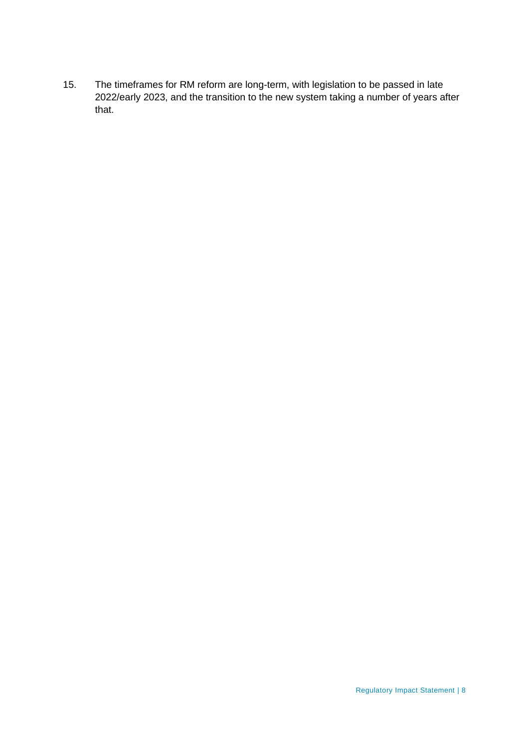15. The timeframes for RM reform are long-term, with legislation to be passed in late 2022/early 2023, and the transition to the new system taking a number of years after that.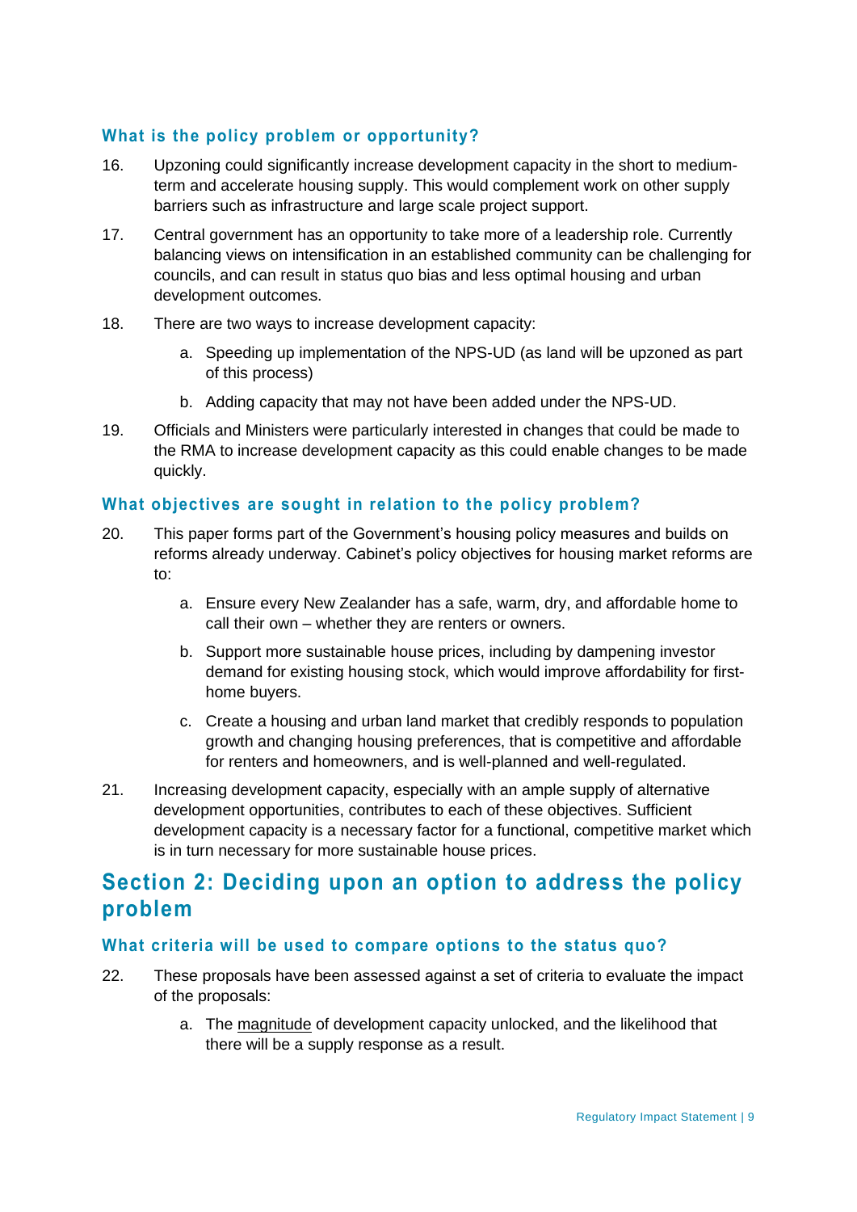### What is the policy problem or opportunity?

16. Upzoning could significantly increase development capacity in the short to medium-term and accelerate housing supply. This would complement work on other supply barriers such as infrastructure and large scale project support.

17. Central government has an opportunity to take more of a leadership role. Currently balancing views on intensification in an established community can be challenging for councils, and can result in status quo bias and less optimal housing and urban development outcomes.

18. There are two ways to increase development capacity:

    a. Speeding up implementation of the NPS-UD (as land will be upzoned as part of this process)

    b. Adding capacity that may not have been added under the NPS-UD.

19. Officials and Ministers were particularly interested in changes that could be made to the RMA to increase development capacity as this could enable changes to be made quickly.

### What objectives are sought in relation to the policy problem?

20. This paper forms part of the Government's housing policy measures and builds on reforms already underway. Cabinet's policy objectives for housing market reforms are to:

    a. Ensure every New Zealander has a safe, warm, dry, and affordable home to call their own – whether they are renters or owners.

    b. Support more sustainable house prices, including by dampening investor demand for existing housing stock, which would improve affordability for first-home buyers.

    c. Create a housing and urban land market that credibly responds to population growth and changing housing preferences, that is competitive and affordable for renters and homeowners, and is well-planned and well-regulated.

21. Increasing development capacity, especially with an ample supply of alternative development opportunities, contributes to each of these objectives. Sufficient development capacity is a necessary factor for a functional, competitive market which is in turn necessary for more sustainable house prices.

## Section 2: Deciding upon an option to address the policy problem

### What criteria will be used to compare options to the status quo?

22. These proposals have been assessed against a set of criteria to evaluate the impact of the proposals:

    a. The magnitude of development capacity unlocked, and the likelihood that there will be a supply response as a result.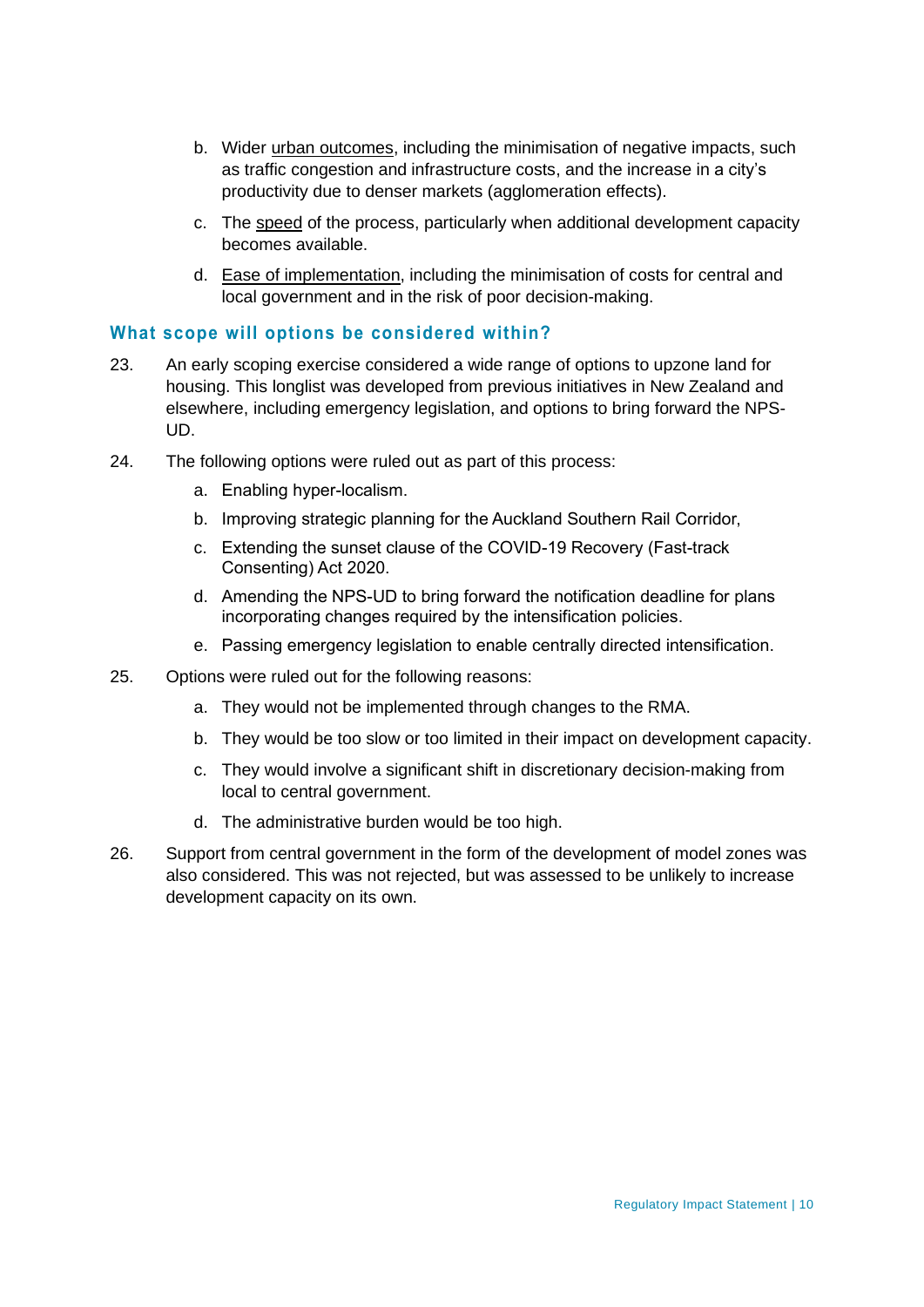b. Wider <u>urban outcomes</u>, including the minimisation of negative impacts, such as traffic congestion and infrastructure costs, and the increase in a city's productivity due to denser markets (agglomeration effects).

c. The <u>speed</u> of the process, particularly when additional development capacity becomes available.

d. <u>Ease of implementation</u>, including the minimisation of costs for central and local government and in the risk of poor decision-making.

### What scope will options be considered within?

23. An early scoping exercise considered a wide range of options to upzone land for housing. This longlist was developed from previous initiatives in New Zealand and elsewhere, including emergency legislation, and options to bring forward the NPS-UD.

24. The following options were ruled out as part of this process:

    a. Enabling hyper-localism.

    b. Improving strategic planning for the Auckland Southern Rail Corridor,

    c. Extending the sunset clause of the COVID-19 Recovery (Fast-track Consenting) Act 2020.

    d. Amending the NPS-UD to bring forward the notification deadline for plans incorporating changes required by the intensification policies.

    e. Passing emergency legislation to enable centrally directed intensification.

25. Options were ruled out for the following reasons:

    a. They would not be implemented through changes to the RMA.

    b. They would be too slow or too limited in their impact on development capacity.

    c. They would involve a significant shift in discretionary decision-making from local to central government.

    d. The administrative burden would be too high.

26. Support from central government in the form of the development of model zones was also considered. This was not rejected, but was assessed to be unlikely to increase development capacity on its own.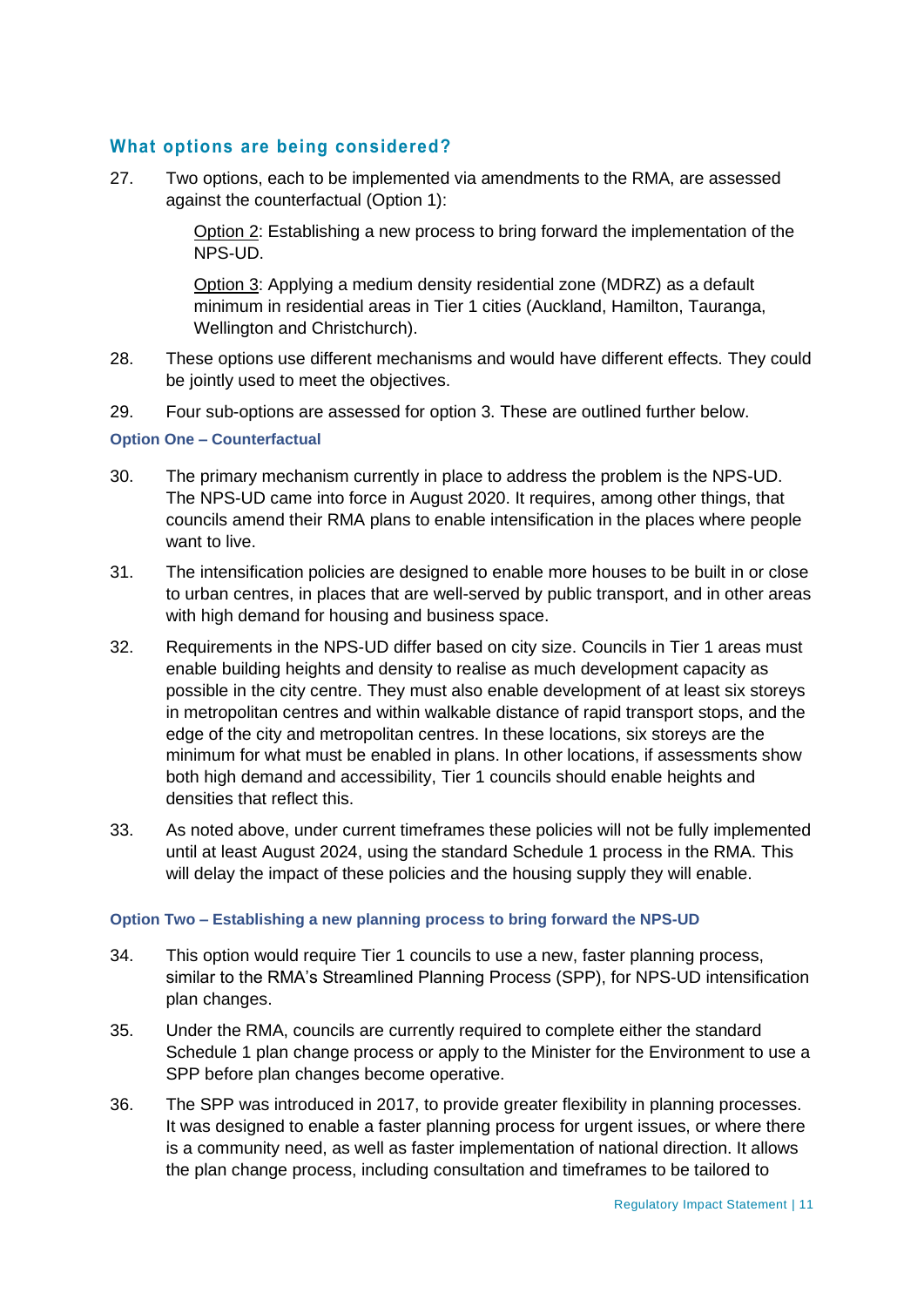## What options are being considered?

27. Two options, each to be implemented via amendments to the RMA, are assessed against the counterfactual (Option 1):

    <u>Option 2</u>: Establishing a new process to bring forward the implementation of the NPS-UD.

    <u>Option 3</u>: Applying a medium density residential zone (MDRZ) as a default minimum in residential areas in Tier 1 cities (Auckland, Hamilton, Tauranga, Wellington and Christchurch).

28. These options use different mechanisms and would have different effects. They could be jointly used to meet the objectives.

29. Four sub-options are assessed for option 3. These are outlined further below.

### Option One – Counterfactual

30. The primary mechanism currently in place to address the problem is the NPS-UD. The NPS-UD came into force in August 2020. It requires, among other things, that councils amend their RMA plans to enable intensification in the places where people want to live.

31. The intensification policies are designed to enable more houses to be built in or close to urban centres, in places that are well-served by public transport, and in other areas with high demand for housing and business space.

32. Requirements in the NPS-UD differ based on city size. Councils in Tier 1 areas must enable building heights and density to realise as much development capacity as possible in the city centre. They must also enable development of at least six storeys in metropolitan centres and within walkable distance of rapid transport stops, and the edge of the city and metropolitan centres. In these locations, six storeys are the minimum for what must be enabled in plans. In other locations, if assessments show both high demand and accessibility, Tier 1 councils should enable heights and densities that reflect this.

33. As noted above, under current timeframes these policies will not be fully implemented until at least August 2024, using the standard Schedule 1 process in the RMA. This will delay the impact of these policies and the housing supply they will enable.

### Option Two – Establishing a new planning process to bring forward the NPS-UD

34. This option would require Tier 1 councils to use a new, faster planning process, similar to the RMA's Streamlined Planning Process (SPP), for NPS-UD intensification plan changes.

35. Under the RMA, councils are currently required to complete either the standard Schedule 1 plan change process or apply to the Minister for the Environment to use a SPP before plan changes become operative.

36. The SPP was introduced in 2017, to provide greater flexibility in planning processes. It was designed to enable a faster planning process for urgent issues, or where there is a community need, as well as faster implementation of national direction. It allows the plan change process, including consultation and timeframes to be tailored to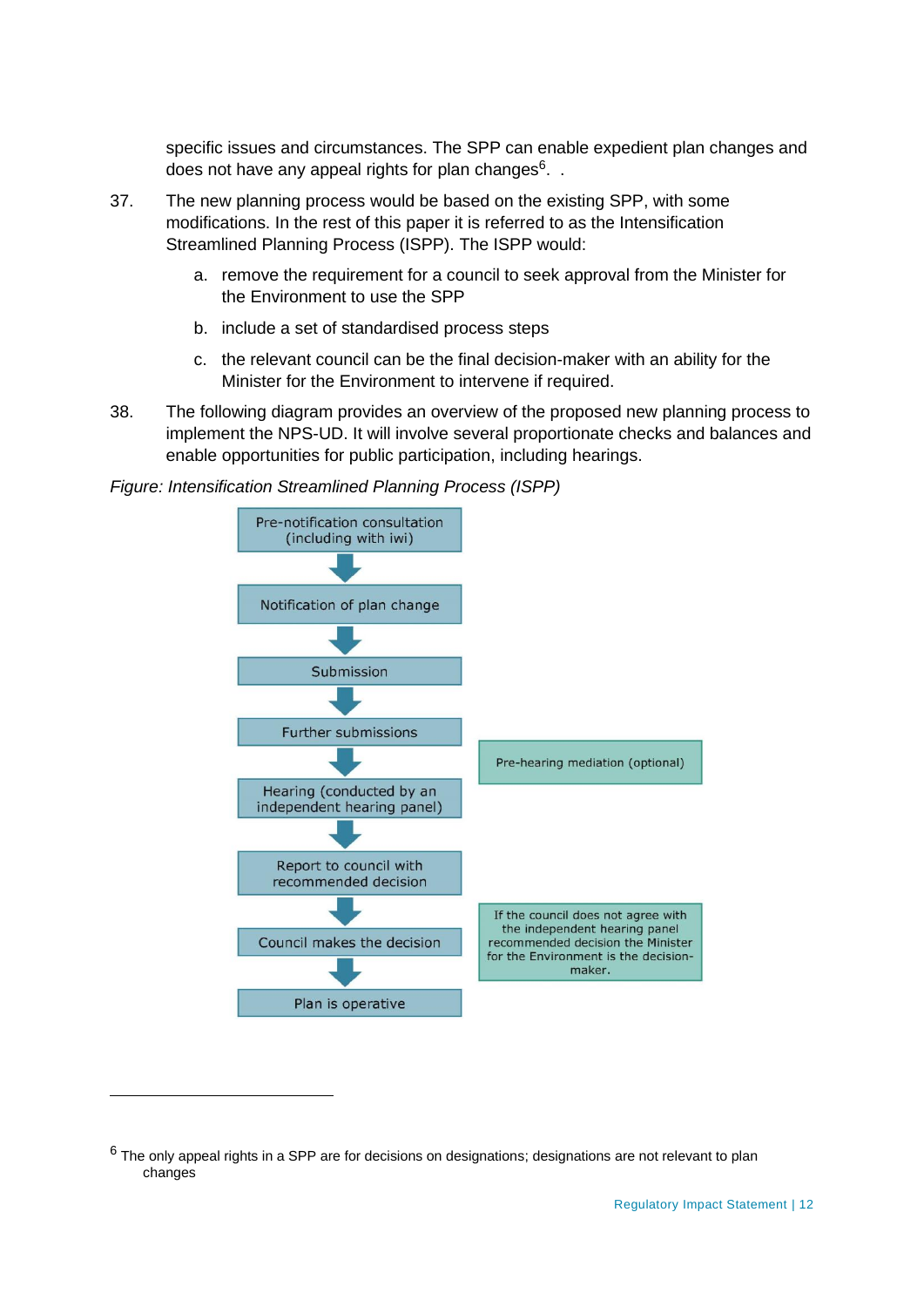specific issues and circumstances. The SPP can enable expedient plan changes and does not have any appeal rights for plan changes[6].  .

37. The new planning process would be based on the existing SPP, with some modifications. In the rest of this paper it is referred to as the Intensification Streamlined Planning Process (ISPP). The ISPP would:

    a. remove the requirement for a council to seek approval from the Minister for the Environment to use the SPP

    b. include a set of standardised process steps

    c. the relevant council can be the final decision-maker with an ability for the Minister for the Environment to intervene if required.

38. The following diagram provides an overview of the proposed new planning process to implement the NPS-UD. It will involve several proportionate checks and balances and enable opportunities for public participation, including hearings.

*Figure: Intensification Streamlined Planning Process (ISPP)*

Pre-notification consultation (including with iwi)

↓

Notification of plan change

↓

Submission

↓

Further submissions — Pre-hearing mediation (optional)

↓

Hearing (conducted by an independent hearing panel)

↓

Report to council with recommended decision

↓

Council makes the decision — If the council does not agree with the independent hearing panel recommended decision the Minister for the Environment is the decision-maker.

↓

Plan is operative

---

[6] The only appeal rights in a SPP are for decisions on designations; designations are not relevant to plan changes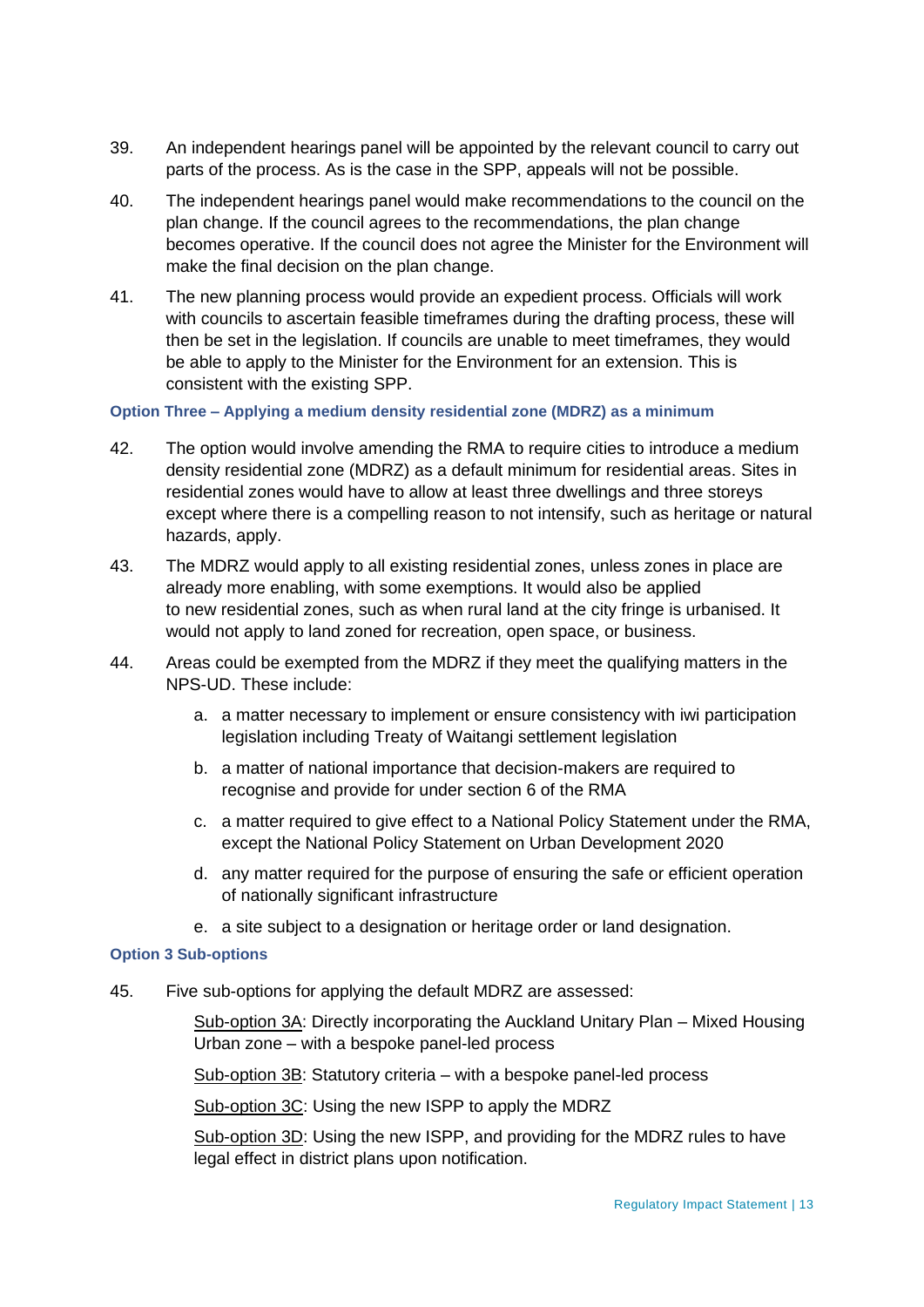39. An independent hearings panel will be appointed by the relevant council to carry out parts of the process. As is the case in the SPP, appeals will not be possible.

40. The independent hearings panel would make recommendations to the council on the plan change. If the council agrees to the recommendations, the plan change becomes operative. If the council does not agree the Minister for the Environment will make the final decision on the plan change.

41. The new planning process would provide an expedient process. Officials will work with councils to ascertain feasible timeframes during the drafting process, these will then be set in the legislation. If councils are unable to meet timeframes, they would be able to apply to the Minister for the Environment for an extension. This is consistent with the existing SPP.

#### Option Three – Applying a medium density residential zone (MDRZ) as a minimum

42. The option would involve amending the RMA to require cities to introduce a medium density residential zone (MDRZ) as a default minimum for residential areas. Sites in residential zones would have to allow at least three dwellings and three storeys except where there is a compelling reason to not intensify, such as heritage or natural hazards, apply.

43. The MDRZ would apply to all existing residential zones, unless zones in place are already more enabling, with some exemptions. It would also be applied to new residential zones, such as when rural land at the city fringe is urbanised. It would not apply to land zoned for recreation, open space, or business.

44. Areas could be exempted from the MDRZ if they meet the qualifying matters in the NPS-UD. These include:

    a. a matter necessary to implement or ensure consistency with iwi participation legislation including Treaty of Waitangi settlement legislation

    b. a matter of national importance that decision-makers are required to recognise and provide for under section 6 of the RMA

    c. a matter required to give effect to a National Policy Statement under the RMA, except the National Policy Statement on Urban Development 2020

    d. any matter required for the purpose of ensuring the safe or efficient operation of nationally significant infrastructure

    e. a site subject to a designation or heritage order or land designation.

#### Option 3 Sub-options

45. Five sub-options for applying the default MDRZ are assessed:

    Sub-option 3A: Directly incorporating the Auckland Unitary Plan – Mixed Housing Urban zone – with a bespoke panel-led process

    Sub-option 3B: Statutory criteria – with a bespoke panel-led process

    Sub-option 3C: Using the new ISPP to apply the MDRZ

    Sub-option 3D: Using the new ISPP, and providing for the MDRZ rules to have legal effect in district plans upon notification.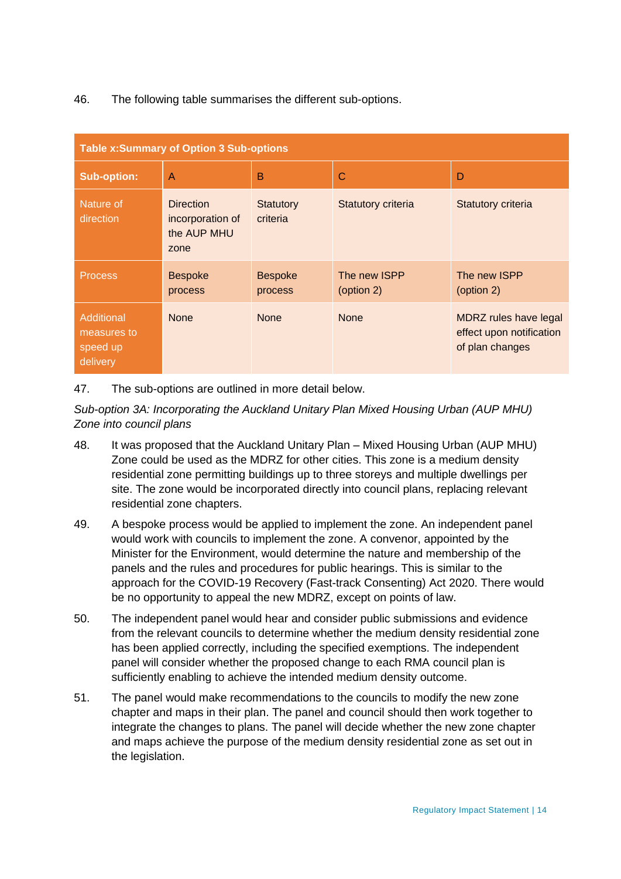46. The following table summarises the different sub-options.

| Table x:Summary of Option 3 Sub-options | | | | |
|---|---|---|---|---|
| **Sub-option:** | A | B | C | D |
| Nature of direction | Direction incorporation of the AUP MHU zone | Statutory criteria | Statutory criteria | Statutory criteria |
| Process | Bespoke process | Bespoke process | The new ISPP (option 2) | The new ISPP (option 2) |
| Additional measures to speed up delivery | None | None | None | MDRZ rules have legal effect upon notification of plan changes |

47. The sub-options are outlined in more detail below.

*Sub-option 3A: Incorporating the Auckland Unitary Plan Mixed Housing Urban (AUP MHU) Zone into council plans*

48. It was proposed that the Auckland Unitary Plan – Mixed Housing Urban (AUP MHU) Zone could be used as the MDRZ for other cities. This zone is a medium density residential zone permitting buildings up to three storeys and multiple dwellings per site. The zone would be incorporated directly into council plans, replacing relevant residential zone chapters.

49. A bespoke process would be applied to implement the zone. An independent panel would work with councils to implement the zone. A convenor, appointed by the Minister for the Environment, would determine the nature and membership of the panels and the rules and procedures for public hearings. This is similar to the approach for the COVID-19 Recovery (Fast-track Consenting) Act 2020. There would be no opportunity to appeal the new MDRZ, except on points of law.

50. The independent panel would hear and consider public submissions and evidence from the relevant councils to determine whether the medium density residential zone has been applied correctly, including the specified exemptions. The independent panel will consider whether the proposed change to each RMA council plan is sufficiently enabling to achieve the intended medium density outcome.

51. The panel would make recommendations to the councils to modify the new zone chapter and maps in their plan. The panel and council should then work together to integrate the changes to plans. The panel will decide whether the new zone chapter and maps achieve the purpose of the medium density residential zone as set out in the legislation.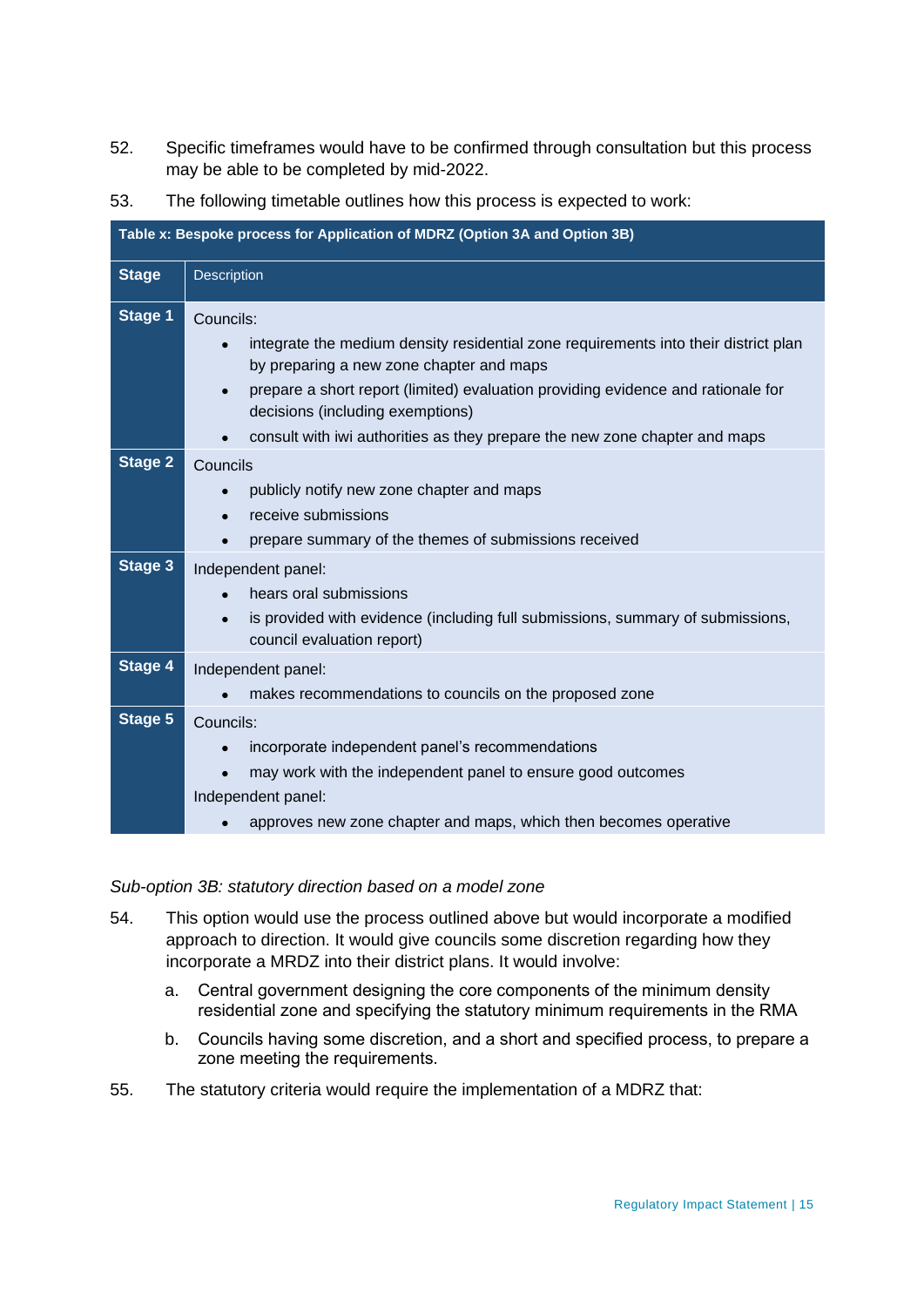52. Specific timeframes would have to be confirmed through consultation but this process may be able to be completed by mid-2022.

53. The following timetable outlines how this process is expected to work:

**Table x: Bespoke process for Application of MDRZ (Option 3A and Option 3B)**

| Stage | Description |
|---|---|
| **Stage 1** | Councils:<br>• integrate the medium density residential zone requirements into their district plan by preparing a new zone chapter and maps<br>• prepare a short report (limited) evaluation providing evidence and rationale for decisions (including exemptions)<br>• consult with iwi authorities as they prepare the new zone chapter and maps |
| **Stage 2** | Councils<br>• publicly notify new zone chapter and maps<br>• receive submissions<br>• prepare summary of the themes of submissions received |
| **Stage 3** | Independent panel:<br>• hears oral submissions<br>• is provided with evidence (including full submissions, summary of submissions, council evaluation report) |
| **Stage 4** | Independent panel:<br>• makes recommendations to councils on the proposed zone |
| **Stage 5** | Councils:<br>• incorporate independent panel's recommendations<br>• may work with the independent panel to ensure good outcomes<br>Independent panel:<br>• approves new zone chapter and maps, which then becomes operative |

*Sub-option 3B: statutory direction based on a model zone*

54. This option would use the process outlined above but would incorporate a modified approach to direction. It would give councils some discretion regarding how they incorporate a MRDZ into their district plans. It would involve:

    a. Central government designing the core components of the minimum density residential zone and specifying the statutory minimum requirements in the RMA

    b. Councils having some discretion, and a short and specified process, to prepare a zone meeting the requirements.

55. The statutory criteria would require the implementation of a MDRZ that: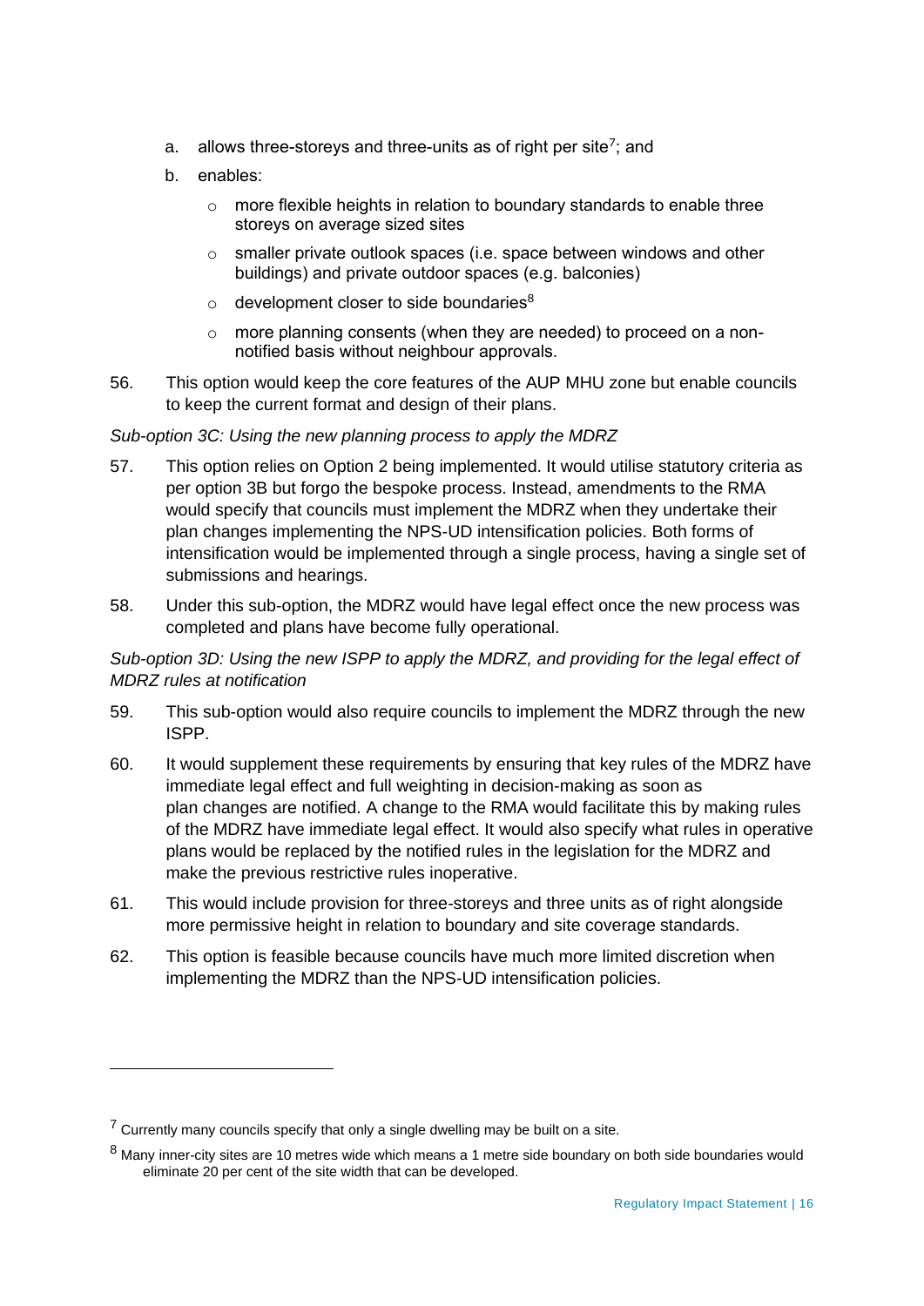a. allows three-storeys and three-units as of right per site[7]; and

b. enables:

   - more flexible heights in relation to boundary standards to enable three storeys on average sized sites
   - smaller private outlook spaces (i.e. space between windows and other buildings) and private outdoor spaces (e.g. balconies)
   - development closer to side boundaries[8]
   - more planning consents (when they are needed) to proceed on a non-notified basis without neighbour approvals.

56. This option would keep the core features of the AUP MHU zone but enable councils to keep the current format and design of their plans.

*Sub-option 3C: Using the new planning process to apply the MDRZ*

57. This option relies on Option 2 being implemented. It would utilise statutory criteria as per option 3B but forgo the bespoke process. Instead, amendments to the RMA would specify that councils must implement the MDRZ when they undertake their plan changes implementing the NPS-UD intensification policies. Both forms of intensification would be implemented through a single process, having a single set of submissions and hearings.

58. Under this sub-option, the MDRZ would have legal effect once the new process was completed and plans have become fully operational.

*Sub-option 3D: Using the new ISPP to apply the MDRZ, and providing for the legal effect of MDRZ rules at notification*

59. This sub-option would also require councils to implement the MDRZ through the new ISPP.

60. It would supplement these requirements by ensuring that key rules of the MDRZ have immediate legal effect and full weighting in decision-making as soon as plan changes are notified. A change to the RMA would facilitate this by making rules of the MDRZ have immediate legal effect. It would also specify what rules in operative plans would be replaced by the notified rules in the legislation for the MDRZ and make the previous restrictive rules inoperative.

61. This would include provision for three-storeys and three units as of right alongside more permissive height in relation to boundary and site coverage standards.

62. This option is feasible because councils have much more limited discretion when implementing the MDRZ than the NPS-UD intensification policies.

---

[7] Currently many councils specify that only a single dwelling may be built on a site.

[8] Many inner-city sites are 10 metres wide which means a 1 metre side boundary on both side boundaries would eliminate 20 per cent of the site width that can be developed.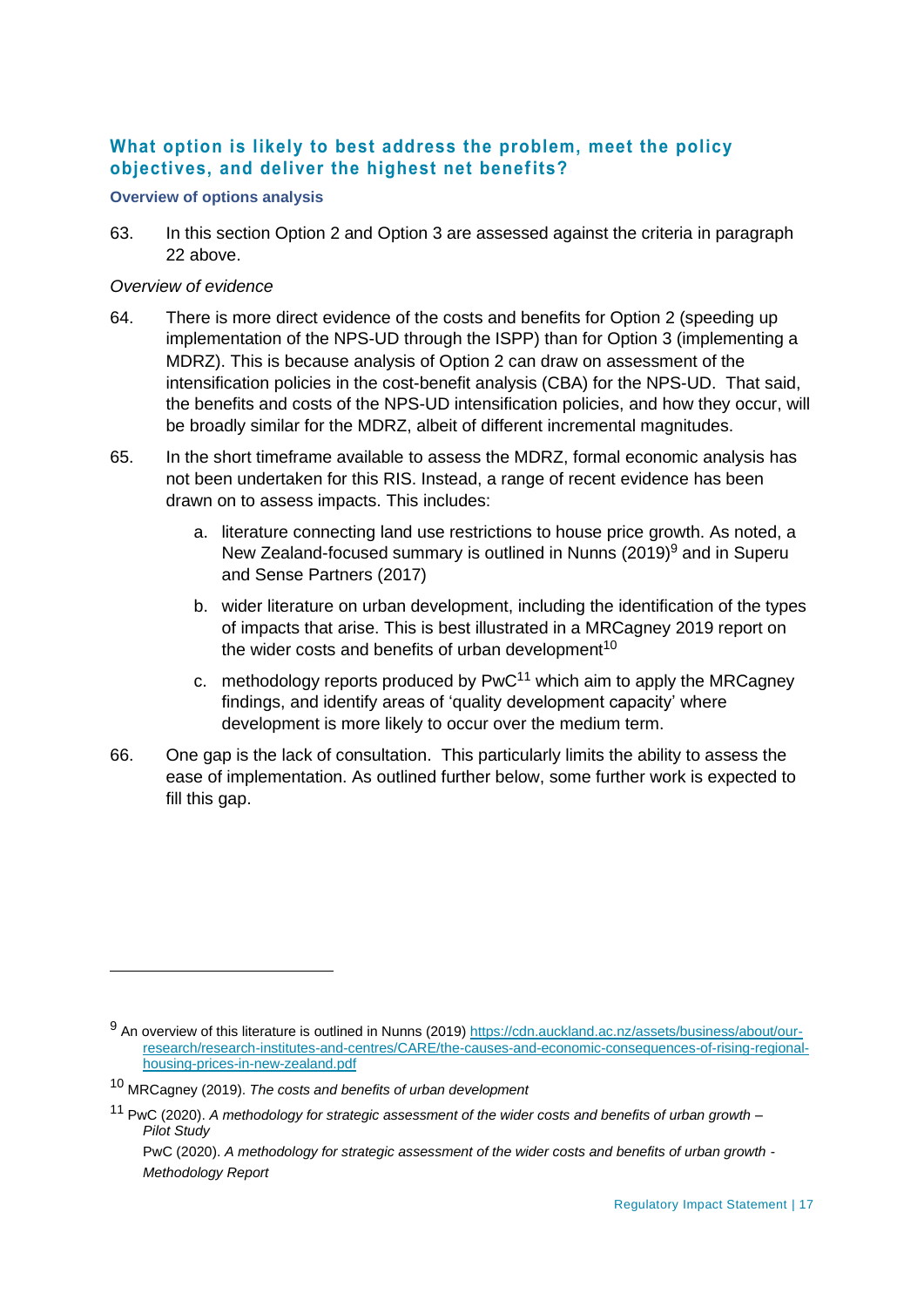## What option is likely to best address the problem, meet the policy objectives, and deliver the highest net benefits?

### Overview of options analysis

63. In this section Option 2 and Option 3 are assessed against the criteria in paragraph 22 above.

*Overview of evidence*

64. There is more direct evidence of the costs and benefits for Option 2 (speeding up implementation of the NPS-UD through the ISPP) than for Option 3 (implementing a MDRZ). This is because analysis of Option 2 can draw on assessment of the intensification policies in the cost-benefit analysis (CBA) for the NPS-UD. That said, the benefits and costs of the NPS-UD intensification policies, and how they occur, will be broadly similar for the MDRZ, albeit of different incremental magnitudes.

65. In the short timeframe available to assess the MDRZ, formal economic analysis has not been undertaken for this RIS. Instead, a range of recent evidence has been drawn on to assess impacts. This includes:

    a. literature connecting land use restrictions to house price growth. As noted, a New Zealand-focused summary is outlined in Nunns (2019)[9] and in Superu and Sense Partners (2017)

    b. wider literature on urban development, including the identification of the types of impacts that arise. This is best illustrated in a MRCagney 2019 report on the wider costs and benefits of urban development[10]

    c. methodology reports produced by PwC[11] which aim to apply the MRCagney findings, and identify areas of 'quality development capacity' where development is more likely to occur over the medium term.

66. One gap is the lack of consultation. This particularly limits the ability to assess the ease of implementation. As outlined further below, some further work is expected to fill this gap.

---

[9] An overview of this literature is outlined in Nunns (2019) https://cdn.auckland.ac.nz/assets/business/about/our-research/research-institutes-and-centres/CARE/the-causes-and-economic-consequences-of-rising-regional-housing-prices-in-new-zealand.pdf

[10] MRCagney (2019). *The costs and benefits of urban development*

[11] PwC (2020). *A methodology for strategic assessment of the wider costs and benefits of urban growth – Pilot Study*

PwC (2020). *A methodology for strategic assessment of the wider costs and benefits of urban growth - Methodology Report*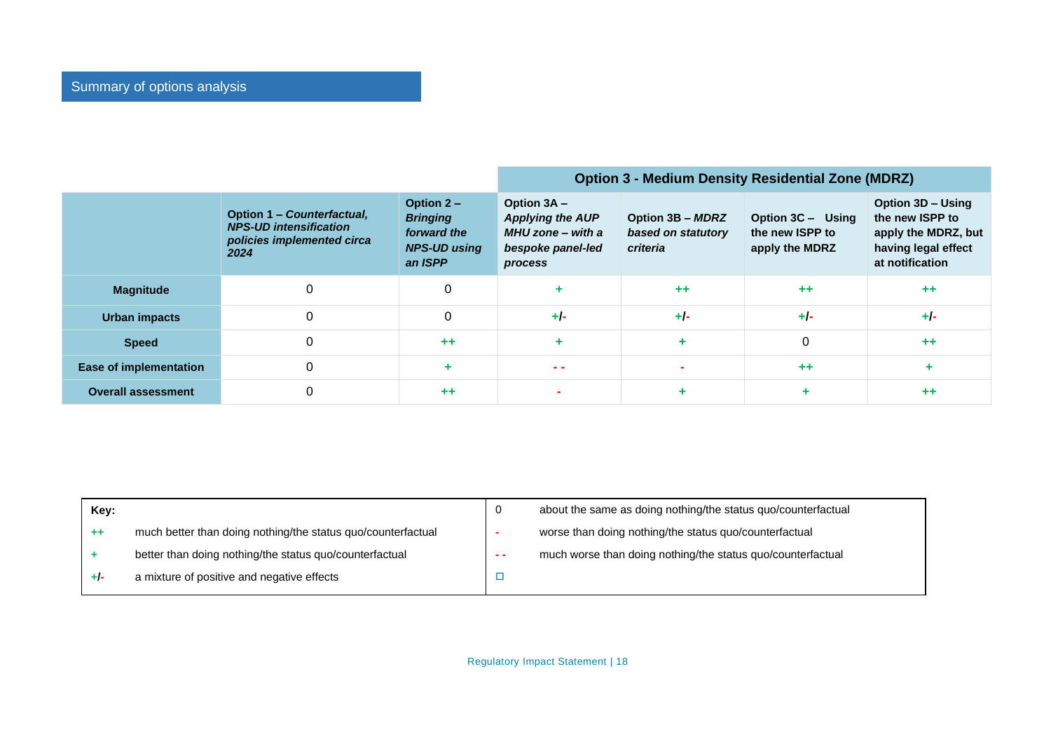## Summary of options analysis

| | Option 1 – *Counterfactual, NPS-UD intensification policies implemented circa 2024* | Option 2 – *Bringing forward the NPS-UD using an ISPP* | **Option 3 - Medium Density Residential Zone (MDRZ)** | | | |
|---|---|---|---|---|---|---|
| | | | Option 3A – *Applying the AUP MHU zone – with a bespoke panel-led process* | Option 3B – *MDRZ based on statutory criteria* | Option 3C – Using the new ISPP to apply the MDRZ | Option 3D – Using the new ISPP to apply the MDRZ, but having legal effect at notification |
| **Magnitude** | 0 | 0 | + | ++ | ++ | ++ |
| **Urban impacts** | 0 | 0 | +/- | +/- | +/- | +/- |
| **Speed** | 0 | ++ | + | + | 0 | ++ |
| **Ease of implementation** | 0 | + | - - | - | ++ | + |
| **Overall assessment** | 0 | ++ | - | + | + | ++ |

| **Key:** | | | |
|---|---|---|---|
| ++ | much better than doing nothing/the status quo/counterfactual | 0 | about the same as doing nothing/the status quo/counterfactual |
| + | better than doing nothing/the status quo/counterfactual | - | worse than doing nothing/the status quo/counterfactual |
| +/- | a mixture of positive and negative effects | - - | much worse than doing nothing/the status quo/counterfactual |
| | | ☐ | |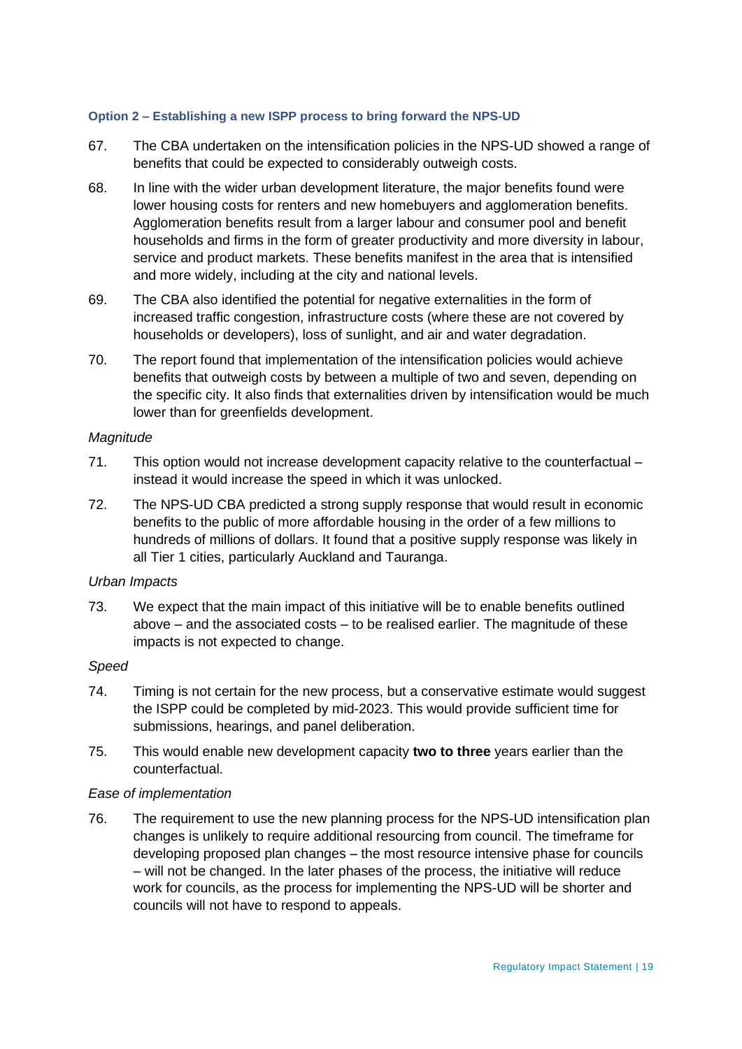### Option 2 – Establishing a new ISPP process to bring forward the NPS-UD

67. The CBA undertaken on the intensification policies in the NPS-UD showed a range of benefits that could be expected to considerably outweigh costs.

68. In line with the wider urban development literature, the major benefits found were lower housing costs for renters and new homebuyers and agglomeration benefits. Agglomeration benefits result from a larger labour and consumer pool and benefit households and firms in the form of greater productivity and more diversity in labour, service and product markets. These benefits manifest in the area that is intensified and more widely, including at the city and national levels.

69. The CBA also identified the potential for negative externalities in the form of increased traffic congestion, infrastructure costs (where these are not covered by households or developers), loss of sunlight, and air and water degradation.

70. The report found that implementation of the intensification policies would achieve benefits that outweigh costs by between a multiple of two and seven, depending on the specific city. It also finds that externalities driven by intensification would be much lower than for greenfields development.

*Magnitude*

71. This option would not increase development capacity relative to the counterfactual – instead it would increase the speed in which it was unlocked.

72. The NPS-UD CBA predicted a strong supply response that would result in economic benefits to the public of more affordable housing in the order of a few millions to hundreds of millions of dollars. It found that a positive supply response was likely in all Tier 1 cities, particularly Auckland and Tauranga.

*Urban Impacts*

73. We expect that the main impact of this initiative will be to enable benefits outlined above – and the associated costs – to be realised earlier. The magnitude of these impacts is not expected to change.

*Speed*

74. Timing is not certain for the new process, but a conservative estimate would suggest the ISPP could be completed by mid-2023. This would provide sufficient time for submissions, hearings, and panel deliberation.

75. This would enable new development capacity **two to three** years earlier than the counterfactual.

*Ease of implementation*

76. The requirement to use the new planning process for the NPS-UD intensification plan changes is unlikely to require additional resourcing from council. The timeframe for developing proposed plan changes – the most resource intensive phase for councils – will not be changed. In the later phases of the process, the initiative will reduce work for councils, as the process for implementing the NPS-UD will be shorter and councils will not have to respond to appeals.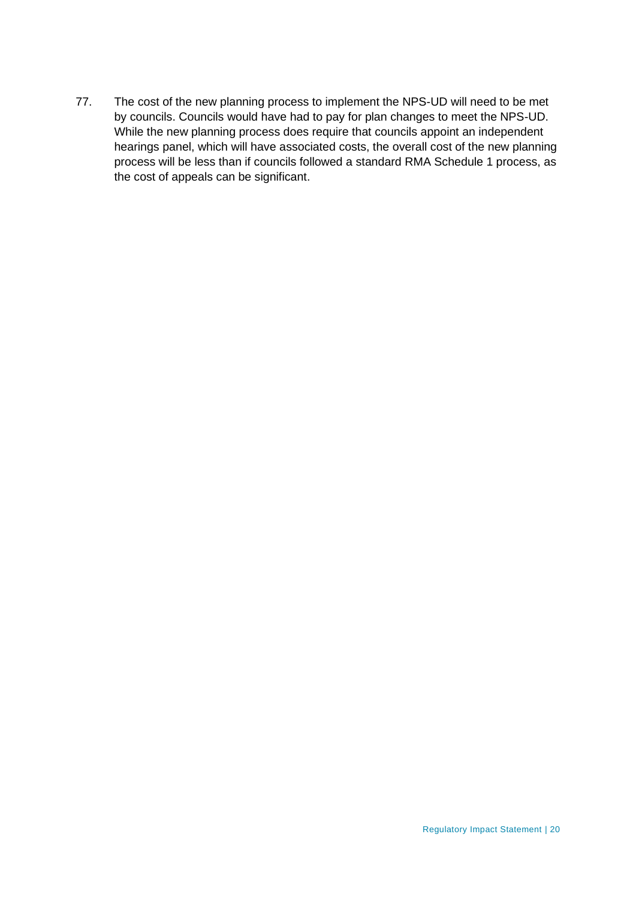77. The cost of the new planning process to implement the NPS-UD will need to be met by councils. Councils would have had to pay for plan changes to meet the NPS-UD. While the new planning process does require that councils appoint an independent hearings panel, which will have associated costs, the overall cost of the new planning process will be less than if councils followed a standard RMA Schedule 1 process, as the cost of appeals can be significant.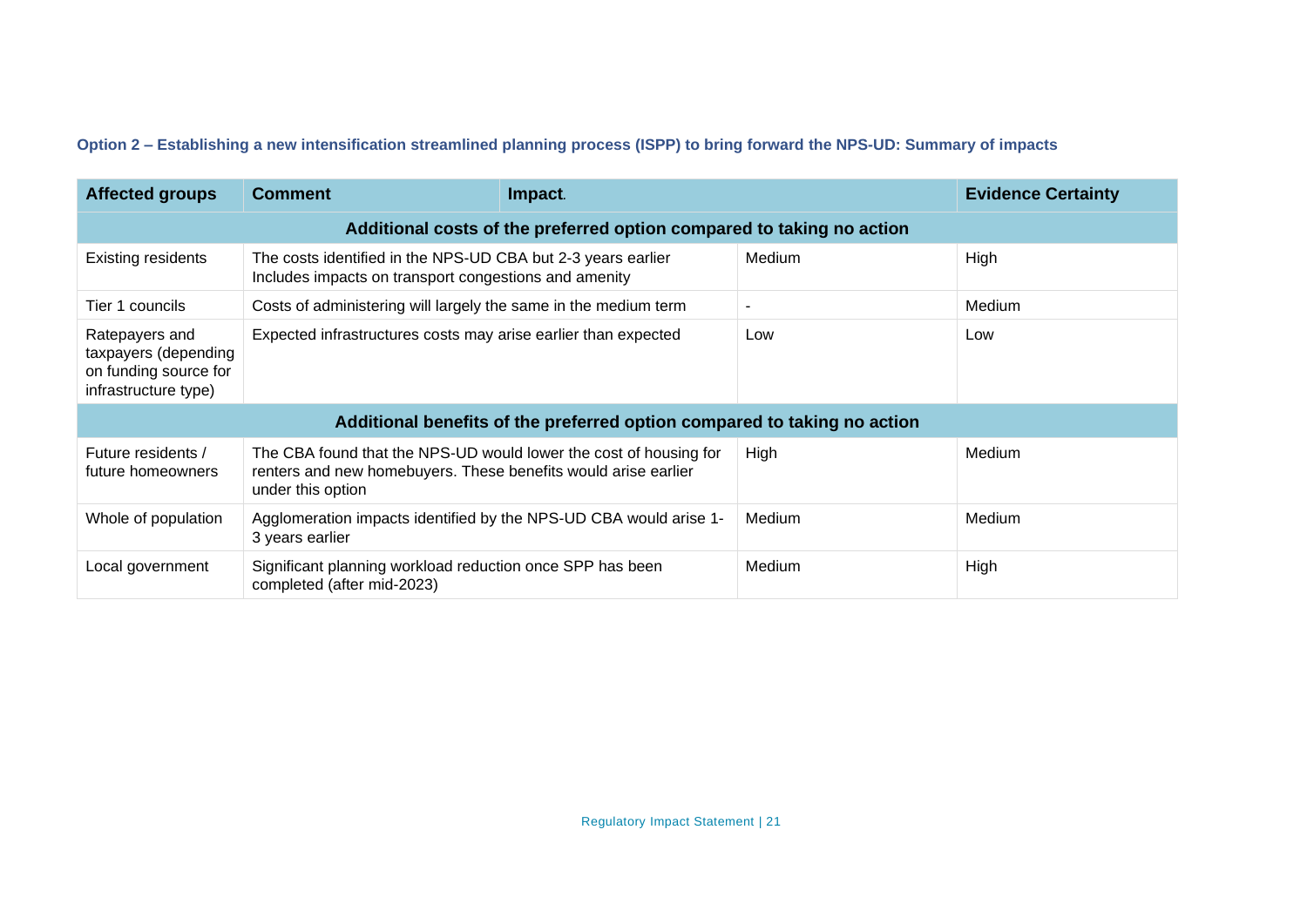### Option 2 – Establishing a new intensification streamlined planning process (ISPP) to bring forward the NPS-UD: Summary of impacts

| Affected groups | Comment | Impact | Evidence Certainty |
|---|---|---|---|
| **Additional costs of the preferred option compared to taking no action** | | | |
| Existing residents | The costs identified in the NPS-UD CBA but 2-3 years earlier Includes impacts on transport congestions and amenity | Medium | High |
| Tier 1 councils | Costs of administering will largely the same in the medium term | - | Medium |
| Ratepayers and taxpayers (depending on funding source for infrastructure type) | Expected infrastructures costs may arise earlier than expected | Low | Low |
| **Additional benefits of the preferred option compared to taking no action** | | | |
| Future residents / future homeowners | The CBA found that the NPS-UD would lower the cost of housing for renters and new homebuyers. These benefits would arise earlier under this option | High | Medium |
| Whole of population | Agglomeration impacts identified by the NPS-UD CBA would arise 1-3 years earlier | Medium | Medium |
| Local government | Significant planning workload reduction once SPP has been completed (after mid-2023) | Medium | High |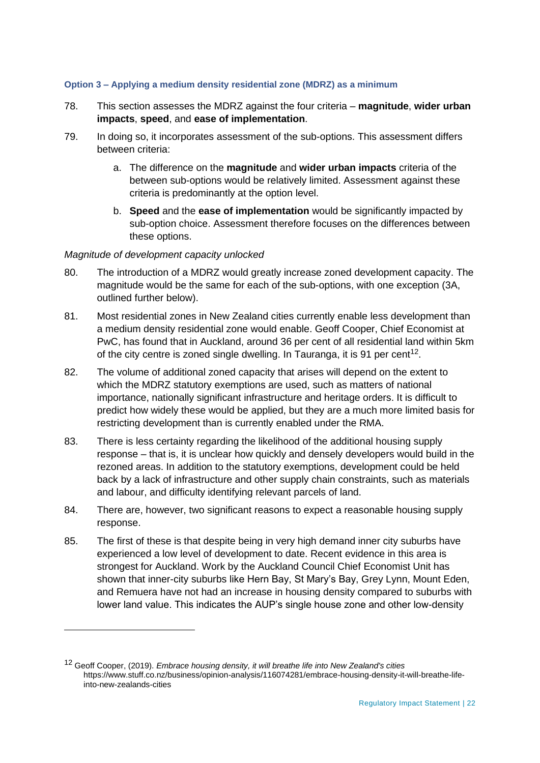### Option 3 – Applying a medium density residential zone (MDRZ) as a minimum

78. This section assesses the MDRZ against the four criteria – **magnitude**, **wider urban impacts**, **speed**, and **ease of implementation**.

79. In doing so, it incorporates assessment of the sub-options. This assessment differs between criteria:

    a. The difference on the **magnitude** and **wider urban impacts** criteria of the between sub-options would be relatively limited. Assessment against these criteria is predominantly at the option level.

    b. **Speed** and the **ease of implementation** would be significantly impacted by sub-option choice. Assessment therefore focuses on the differences between these options.

*Magnitude of development capacity unlocked*

80. The introduction of a MDRZ would greatly increase zoned development capacity. The magnitude would be the same for each of the sub-options, with one exception (3A, outlined further below).

81. Most residential zones in New Zealand cities currently enable less development than a medium density residential zone would enable. Geoff Cooper, Chief Economist at PwC, has found that in Auckland, around 36 per cent of all residential land within 5km of the city centre is zoned single dwelling. In Tauranga, it is 91 per cent[12].

82. The volume of additional zoned capacity that arises will depend on the extent to which the MDRZ statutory exemptions are used, such as matters of national importance, nationally significant infrastructure and heritage orders. It is difficult to predict how widely these would be applied, but they are a much more limited basis for restricting development than is currently enabled under the RMA.

83. There is less certainty regarding the likelihood of the additional housing supply response – that is, it is unclear how quickly and densely developers would build in the rezoned areas. In addition to the statutory exemptions, development could be held back by a lack of infrastructure and other supply chain constraints, such as materials and labour, and difficulty identifying relevant parcels of land.

84. There are, however, two significant reasons to expect a reasonable housing supply response.

85. The first of these is that despite being in very high demand inner city suburbs have experienced a low level of development to date. Recent evidence in this area is strongest for Auckland. Work by the Auckland Council Chief Economist Unit has shown that inner-city suburbs like Hern Bay, St Mary's Bay, Grey Lynn, Mount Eden, and Remuera have not had an increase in housing density compared to suburbs with lower land value. This indicates the AUP's single house zone and other low-density

---

[12] Geoff Cooper, (2019). *Embrace housing density, it will breathe life into New Zealand's cities* https://www.stuff.co.nz/business/opinion-analysis/116074281/embrace-housing-density-it-will-breathe-life-into-new-zealands-cities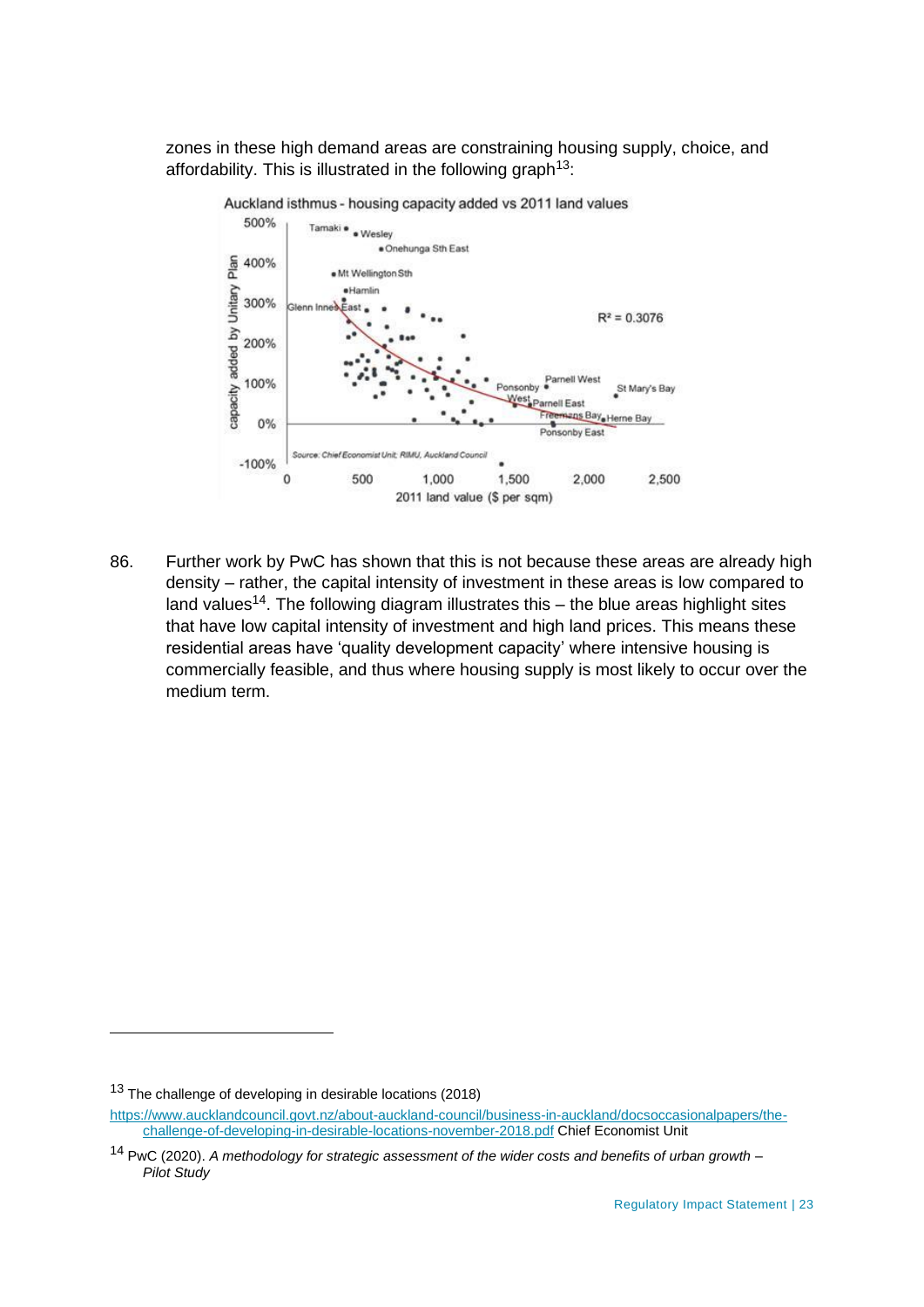zones in these high demand areas are constraining housing supply, choice, and affordability. This is illustrated in the following graph[13]:

Auckland isthmus - housing capacity added vs 2011 land values

86. Further work by PwC has shown that this is not because these areas are already high density – rather, the capital intensity of investment in these areas is low compared to land values[14]. The following diagram illustrates this – the blue areas highlight sites that have low capital intensity of investment and high land prices. This means these residential areas have 'quality development capacity' where intensive housing is commercially feasible, and thus where housing supply is most likely to occur over the medium term.

---

[13] The challenge of developing in desirable locations (2018) https://www.aucklandcouncil.govt.nz/about-auckland-council/business-in-auckland/docsoccasionalpapers/the-challenge-of-developing-in-desirable-locations-november-2018.pdf Chief Economist Unit

[14] PwC (2020). *A methodology for strategic assessment of the wider costs and benefits of urban growth – Pilot Study*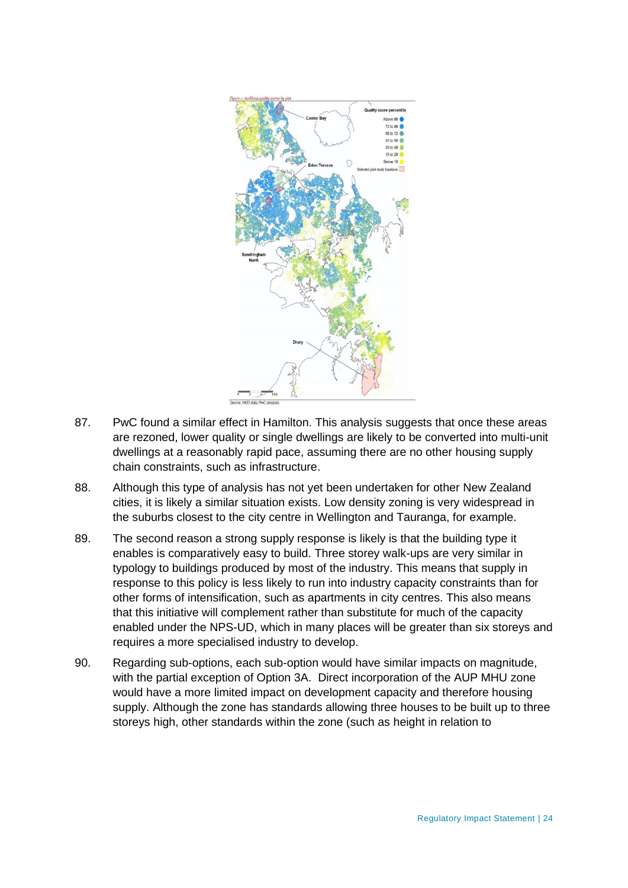Figure 1: Auckland quality scores by plot

Source: HUD data; PwC analysis.

87. PwC found a similar effect in Hamilton. This analysis suggests that once these areas are rezoned, lower quality or single dwellings are likely to be converted into multi-unit dwellings at a reasonably rapid pace, assuming there are no other housing supply chain constraints, such as infrastructure.

88. Although this type of analysis has not yet been undertaken for other New Zealand cities, it is likely a similar situation exists. Low density zoning is very widespread in the suburbs closest to the city centre in Wellington and Tauranga, for example.

89. The second reason a strong supply response is likely is that the building type it enables is comparatively easy to build. Three storey walk-ups are very similar in typology to buildings produced by most of the industry. This means that supply in response to this policy is less likely to run into industry capacity constraints than for other forms of intensification, such as apartments in city centres. This also means that this initiative will complement rather than substitute for much of the capacity enabled under the NPS-UD, which in many places will be greater than six storeys and requires a more specialised industry to develop.

90. Regarding sub-options, each sub-option would have similar impacts on magnitude, with the partial exception of Option 3A. Direct incorporation of the AUP MHU zone would have a more limited impact on development capacity and therefore housing supply. Although the zone has standards allowing three houses to be built up to three storeys high, other standards within the zone (such as height in relation to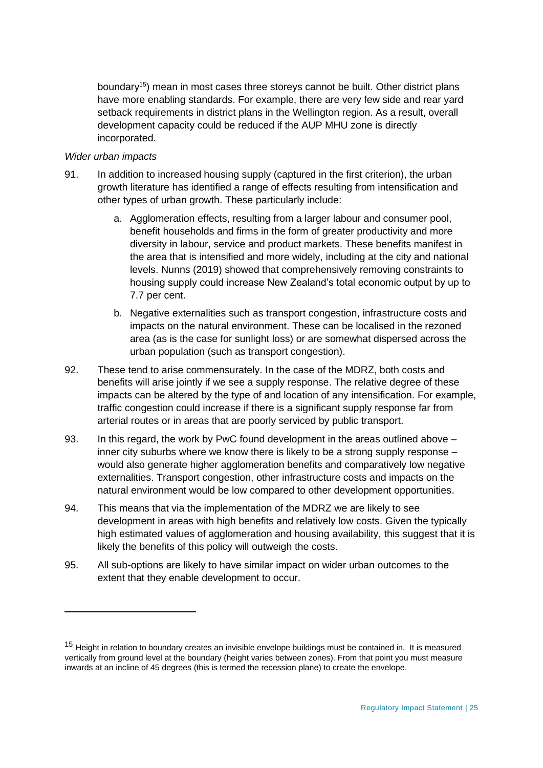boundary[15]) mean in most cases three storeys cannot be built. Other district plans have more enabling standards. For example, there are very few side and rear yard setback requirements in district plans in the Wellington region. As a result, overall development capacity could be reduced if the AUP MHU zone is directly incorporated.

*Wider urban impacts*

91. In addition to increased housing supply (captured in the first criterion), the urban growth literature has identified a range of effects resulting from intensification and other types of urban growth. These particularly include:

    a. Agglomeration effects, resulting from a larger labour and consumer pool, benefit households and firms in the form of greater productivity and more diversity in labour, service and product markets. These benefits manifest in the area that is intensified and more widely, including at the city and national levels. Nunns (2019) showed that comprehensively removing constraints to housing supply could increase New Zealand's total economic output by up to 7.7 per cent.

    b. Negative externalities such as transport congestion, infrastructure costs and impacts on the natural environment. These can be localised in the rezoned area (as is the case for sunlight loss) or are somewhat dispersed across the urban population (such as transport congestion).

92. These tend to arise commensurately. In the case of the MDRZ, both costs and benefits will arise jointly if we see a supply response. The relative degree of these impacts can be altered by the type of and location of any intensification. For example, traffic congestion could increase if there is a significant supply response far from arterial routes or in areas that are poorly serviced by public transport.

93. In this regard, the work by PwC found development in the areas outlined above – inner city suburbs where we know there is likely to be a strong supply response – would also generate higher agglomeration benefits and comparatively low negative externalities. Transport congestion, other infrastructure costs and impacts on the natural environment would be low compared to other development opportunities.

94. This means that via the implementation of the MDRZ we are likely to see development in areas with high benefits and relatively low costs. Given the typically high estimated values of agglomeration and housing availability, this suggest that it is likely the benefits of this policy will outweigh the costs.

95. All sub-options are likely to have similar impact on wider urban outcomes to the extent that they enable development to occur.

---

[15] Height in relation to boundary creates an invisible envelope buildings must be contained in. It is measured vertically from ground level at the boundary (height varies between zones). From that point you must measure inwards at an incline of 45 degrees (this is termed the recession plane) to create the envelope.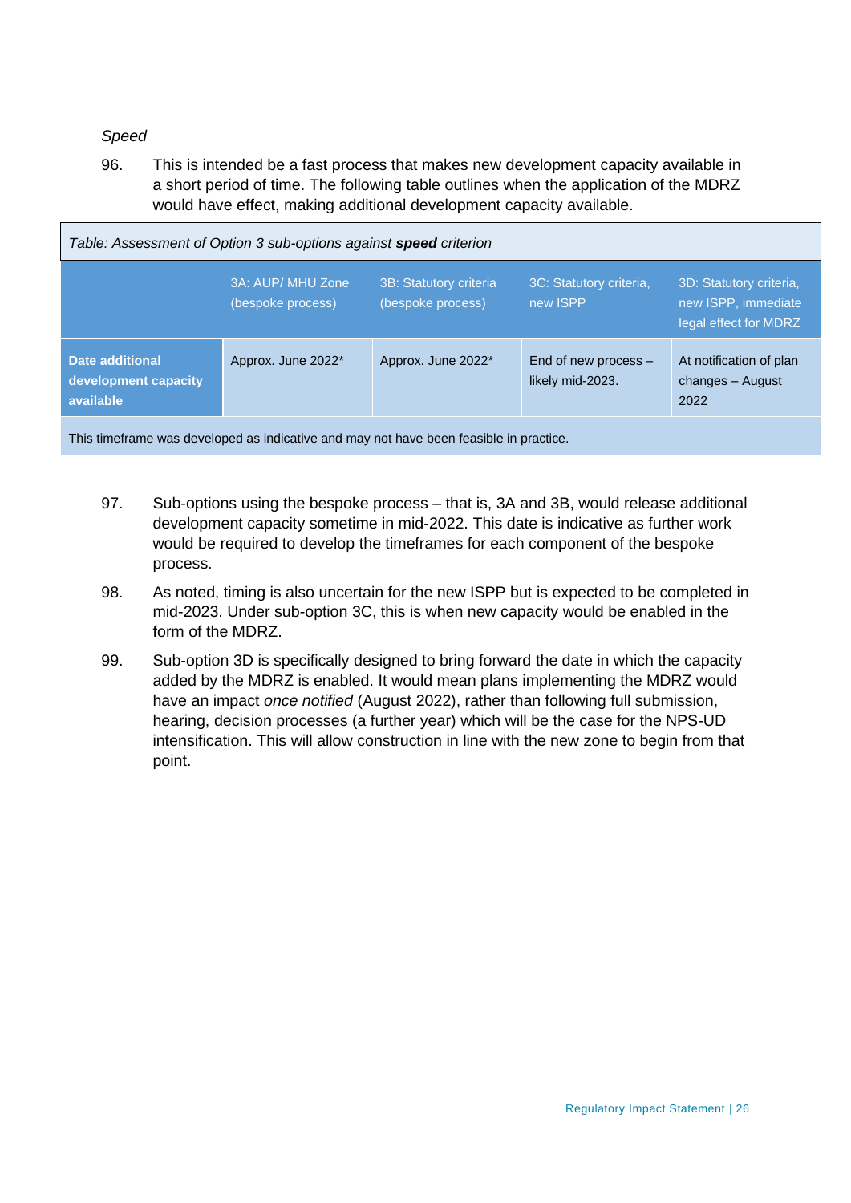*Speed*

96. This is intended be a fast process that makes new development capacity available in a short period of time. The following table outlines when the application of the MDRZ would have effect, making additional development capacity available.

*Table: Assessment of Option 3 sub-options against **speed** criterion*

| | 3A: AUP/ MHU Zone (bespoke process) | 3B: Statutory criteria (bespoke process) | 3C: Statutory criteria, new ISPP | 3D: Statutory criteria, new ISPP, immediate legal effect for MDRZ |
|---|---|---|---|---|
| **Date additional development capacity available** | Approx. June 2022* | Approx. June 2022* | End of new process – likely mid-2023. | At notification of plan changes – August 2022 |

This timeframe was developed as indicative and may not have been feasible in practice.

97. Sub-options using the bespoke process – that is, 3A and 3B, would release additional development capacity sometime in mid-2022. This date is indicative as further work would be required to develop the timeframes for each component of the bespoke process.

98. As noted, timing is also uncertain for the new ISPP but is expected to be completed in mid-2023. Under sub-option 3C, this is when new capacity would be enabled in the form of the MDRZ.

99. Sub-option 3D is specifically designed to bring forward the date in which the capacity added by the MDRZ is enabled. It would mean plans implementing the MDRZ would have an impact *once notified* (August 2022), rather than following full submission, hearing, decision processes (a further year) which will be the case for the NPS-UD intensification. This will allow construction in line with the new zone to begin from that point.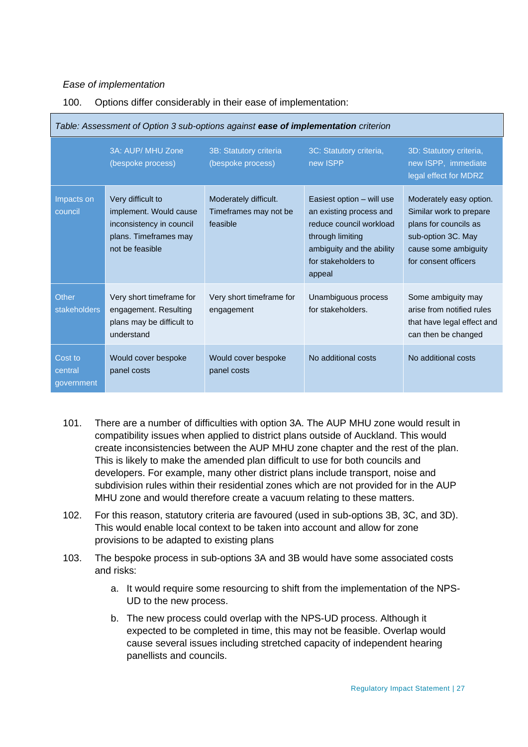*Ease of implementation*

100. Options differ considerably in their ease of implementation:

*Table: Assessment of Option 3 sub-options against **ease of implementation** criterion*

| | 3A: AUP/ MHU Zone (bespoke process) | 3B: Statutory criteria (bespoke process) | 3C: Statutory criteria, new ISPP | 3D: Statutory criteria, new ISPP, immediate legal effect for MDRZ |
|---|---|---|---|---|
| Impacts on council | Very difficult to implement. Would cause inconsistency in council plans. Timeframes may not be feasible | Moderately difficult. Timeframes may not be feasible | Easiest option – will use an existing process and reduce council workload through limiting ambiguity and the ability for stakeholders to appeal | Moderately easy option. Similar work to prepare plans for councils as sub-option 3C. May cause some ambiguity for consent officers |
| Other stakeholders | Very short timeframe for engagement. Resulting plans may be difficult to understand | Very short timeframe for engagement | Unambiguous process for stakeholders. | Some ambiguity may arise from notified rules that have legal effect and can then be changed |
| Cost to central government | Would cover bespoke panel costs | Would cover bespoke panel costs | No additional costs | No additional costs |

101. There are a number of difficulties with option 3A. The AUP MHU zone would result in compatibility issues when applied to district plans outside of Auckland. This would create inconsistencies between the AUP MHU zone chapter and the rest of the plan. This is likely to make the amended plan difficult to use for both councils and developers. For example, many other district plans include transport, noise and subdivision rules within their residential zones which are not provided for in the AUP MHU zone and would therefore create a vacuum relating to these matters.

102. For this reason, statutory criteria are favoured (used in sub-options 3B, 3C, and 3D). This would enable local context to be taken into account and allow for zone provisions to be adapted to existing plans

103. The bespoke process in sub-options 3A and 3B would have some associated costs and risks:

   a. It would require some resourcing to shift from the implementation of the NPS-UD to the new process.

   b. The new process could overlap with the NPS-UD process. Although it expected to be completed in time, this may not be feasible. Overlap would cause several issues including stretched capacity of independent hearing panellists and councils.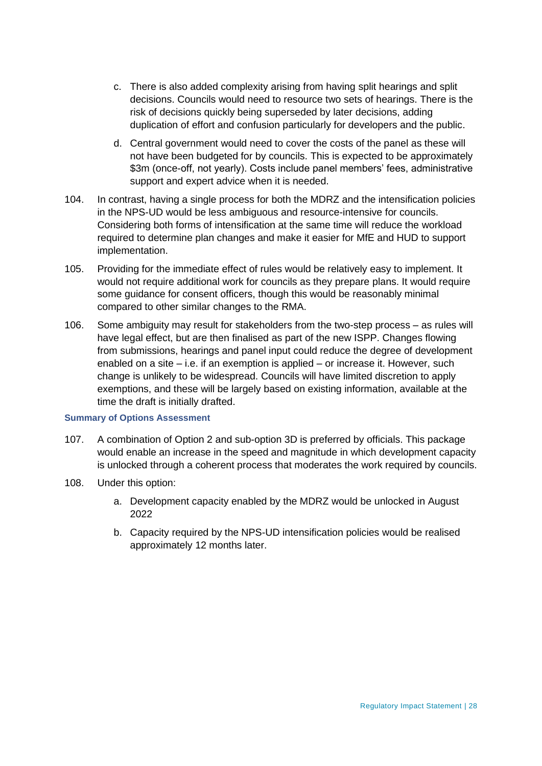c. There is also added complexity arising from having split hearings and split decisions. Councils would need to resource two sets of hearings. There is the risk of decisions quickly being superseded by later decisions, adding duplication of effort and confusion particularly for developers and the public.

d. Central government would need to cover the costs of the panel as these will not have been budgeted for by councils. This is expected to be approximately $3m (once-off, not yearly). Costs include panel members' fees, administrative support and expert advice when it is needed.

104. In contrast, having a single process for both the MDRZ and the intensification policies in the NPS-UD would be less ambiguous and resource-intensive for councils. Considering both forms of intensification at the same time will reduce the workload required to determine plan changes and make it easier for MfE and HUD to support implementation.

105. Providing for the immediate effect of rules would be relatively easy to implement. It would not require additional work for councils as they prepare plans. It would require some guidance for consent officers, though this would be reasonably minimal compared to other similar changes to the RMA.

106. Some ambiguity may result for stakeholders from the two-step process – as rules will have legal effect, but are then finalised as part of the new ISPP. Changes flowing from submissions, hearings and panel input could reduce the degree of development enabled on a site – i.e. if an exemption is applied – or increase it. However, such change is unlikely to be widespread. Councils will have limited discretion to apply exemptions, and these will be largely based on existing information, available at the time the draft is initially drafted.

#### Summary of Options Assessment

107. A combination of Option 2 and sub-option 3D is preferred by officials. This package would enable an increase in the speed and magnitude in which development capacity is unlocked through a coherent process that moderates the work required by councils.

108. Under this option:

a. Development capacity enabled by the MDRZ would be unlocked in August 2022

b. Capacity required by the NPS-UD intensification policies would be realised approximately 12 months later.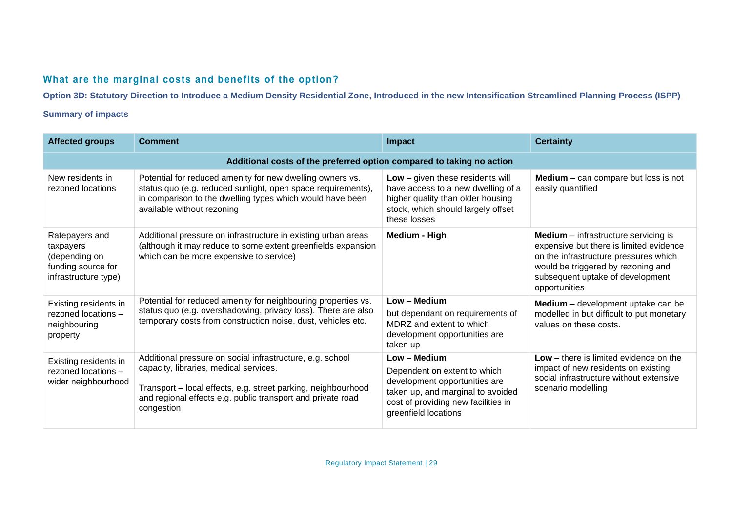## What are the marginal costs and benefits of the option?

### Option 3D: Statutory Direction to Introduce a Medium Density Residential Zone, Introduced in the new Intensification Streamlined Planning Process (ISPP)

#### Summary of impacts

| Affected groups | Comment | Impact | Certainty |
|---|---|---|---|
| **Additional costs of the preferred option compared to taking no action** | | | |
| New residents in rezoned locations | Potential for reduced amenity for new dwelling owners vs. status quo (e.g. reduced sunlight, open space requirements), in comparison to the dwelling types which would have been available without rezoning | **Low** – given these residents will have access to a new dwelling of a higher quality than older housing stock, which should largely offset these losses | **Medium** – can compare but loss is not easily quantified |
| Ratepayers and taxpayers (depending on funding source for infrastructure type) | Additional pressure on infrastructure in existing urban areas (although it may reduce to some extent greenfields expansion which can be more expensive to service) | **Medium - High** | **Medium** – infrastructure servicing is expensive but there is limited evidence on the infrastructure pressures which would be triggered by rezoning and subsequent uptake of development opportunities |
| Existing residents in rezoned locations – neighbouring property | Potential for reduced amenity for neighbouring properties vs. status quo (e.g. overshadowing, privacy loss). There are also temporary costs from construction noise, dust, vehicles etc. | **Low – Medium** but dependant on requirements of MDRZ and extent to which development opportunities are taken up | **Medium** – development uptake can be modelled in but difficult to put monetary values on these costs. |
| Existing residents in rezoned locations – wider neighbourhood | Additional pressure on social infrastructure, e.g. school capacity, libraries, medical services.<br><br>Transport – local effects, e.g. street parking, neighbourhood and regional effects e.g. public transport and private road congestion | **Low – Medium** Dependent on extent to which development opportunities are taken up, and marginal to avoided cost of providing new facilities in greenfield locations | **Low** – there is limited evidence on the impact of new residents on existing social infrastructure without extensive scenario modelling |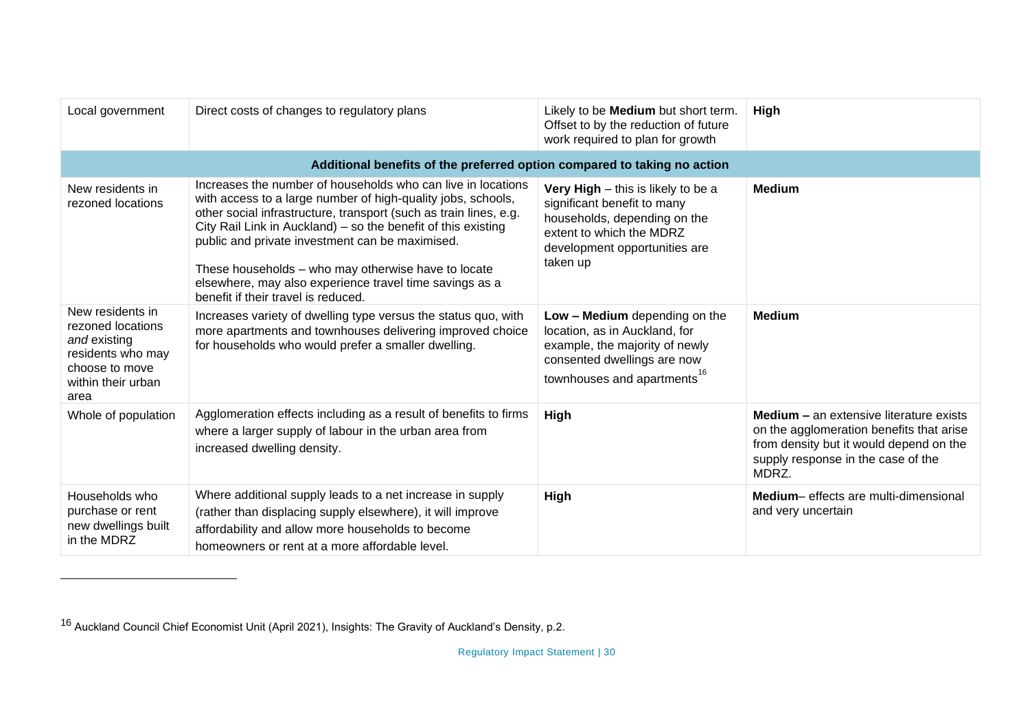| | | | |
|---|---|---|---|
| Local government | Direct costs of changes to regulatory plans | Likely to be **Medium** but short term. Offset to by the reduction of future work required to plan for growth | **High** |
| **Additional benefits of the preferred option compared to taking no action** | | | |
| New residents in rezoned locations | Increases the number of households who can live in locations with access to a large number of high-quality jobs, schools, other social infrastructure, transport (such as train lines, e.g. City Rail Link in Auckland) – so the benefit of this existing public and private investment can be maximised.<br><br>These households – who may otherwise have to locate elsewhere, may also experience travel time savings as a benefit if their travel is reduced. | **Very High** – this is likely to be a significant benefit to many households, depending on the extent to which the MDRZ development opportunities are taken up | **Medium** |
| New residents in rezoned locations *and* existing residents who may choose to move within their urban area | Increases variety of dwelling type versus the status quo, with more apartments and townhouses delivering improved choice for households who would prefer a smaller dwelling. | **Low – Medium** depending on the location, as in Auckland, for example, the majority of newly consented dwellings are now townhouses and apartments[16] | **Medium** |
| Whole of population | Agglomeration effects including as a result of benefits to firms where a larger supply of labour in the urban area from increased dwelling density. | **High** | **Medium –** an extensive literature exists on the agglomeration benefits that arise from density but it would depend on the supply response in the case of the MDRZ. |
| Households who purchase or rent new dwellings built in the MDRZ | Where additional supply leads to a net increase in supply (rather than displacing supply elsewhere), it will improve affordability and allow more households to become homeowners or rent at a more affordable level. | **High** | **Medium**– effects are multi-dimensional and very uncertain |

[16] Auckland Council Chief Economist Unit (April 2021), Insights: The Gravity of Auckland's Density, p.2.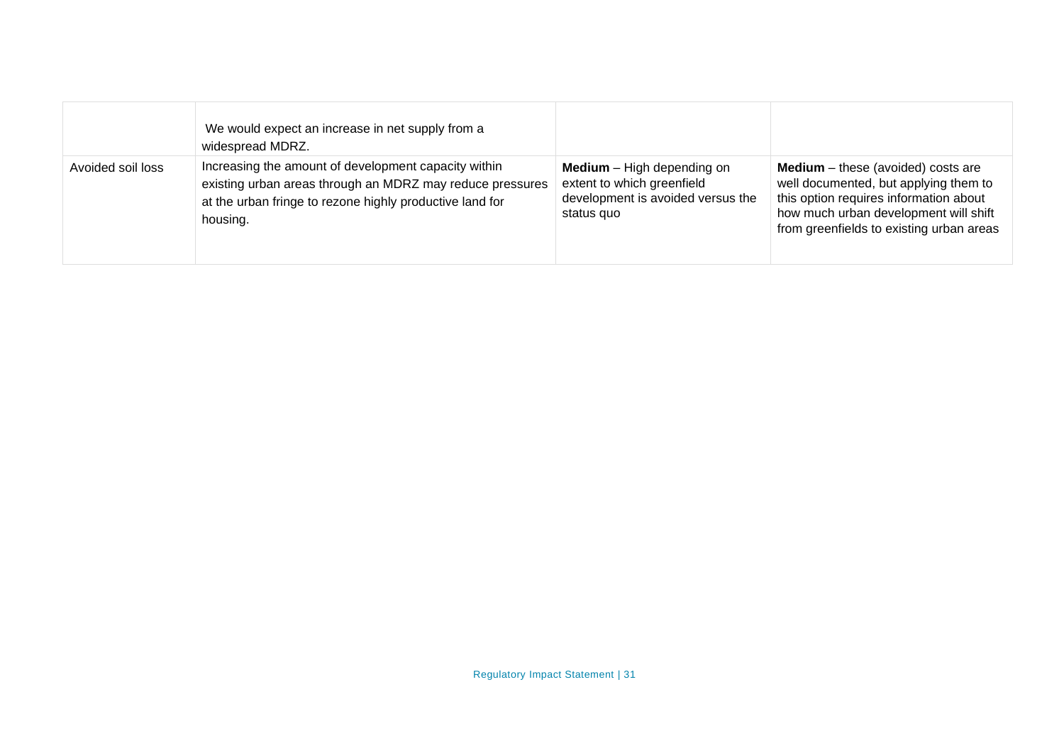| | | | |
|---|---|---|---|
| | We would expect an increase in net supply from a widespread MDRZ. | | |
| Avoided soil loss | Increasing the amount of development capacity within existing urban areas through an MDRZ may reduce pressures at the urban fringe to rezone highly productive land for housing. | **Medium** – High depending on extent to which greenfield development is avoided versus the status quo | **Medium** – these (avoided) costs are well documented, but applying them to this option requires information about how much urban development will shift from greenfields to existing urban areas |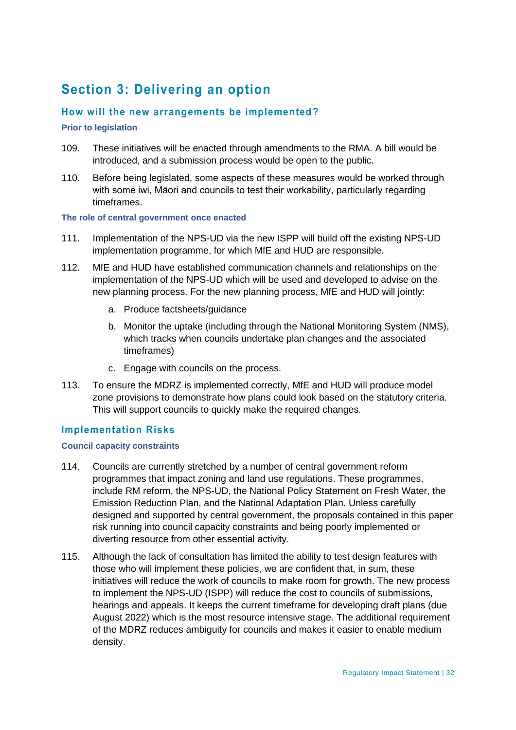## Section 3: Delivering an option

### How will the new arrangements be implemented?

#### Prior to legislation

109. These initiatives will be enacted through amendments to the RMA. A bill would be introduced, and a submission process would be open to the public.

110. Before being legislated, some aspects of these measures would be worked through with some iwi, Māori and councils to test their workability, particularly regarding timeframes.

#### The role of central government once enacted

111. Implementation of the NPS-UD via the new ISPP will build off the existing NPS-UD implementation programme, for which MfE and HUD are responsible.

112. MfE and HUD have established communication channels and relationships on the implementation of the NPS-UD which will be used and developed to advise on the new planning process. For the new planning process, MfE and HUD will jointly:

    a. Produce factsheets/guidance

    b. Monitor the uptake (including through the National Monitoring System (NMS), which tracks when councils undertake plan changes and the associated timeframes)

    c. Engage with councils on the process.

113. To ensure the MDRZ is implemented correctly, MfE and HUD will produce model zone provisions to demonstrate how plans could look based on the statutory criteria. This will support councils to quickly make the required changes.

### Implementation Risks

#### Council capacity constraints

114. Councils are currently stretched by a number of central government reform programmes that impact zoning and land use regulations. These programmes, include RM reform, the NPS-UD, the National Policy Statement on Fresh Water, the Emission Reduction Plan, and the National Adaptation Plan. Unless carefully designed and supported by central government, the proposals contained in this paper risk running into council capacity constraints and being poorly implemented or diverting resource from other essential activity.

115. Although the lack of consultation has limited the ability to test design features with those who will implement these policies, we are confident that, in sum, these initiatives will reduce the work of councils to make room for growth. The new process to implement the NPS-UD (ISPP) will reduce the cost to councils of submissions, hearings and appeals. It keeps the current timeframe for developing draft plans (due August 2022) which is the most resource intensive stage. The additional requirement of the MDRZ reduces ambiguity for councils and makes it easier to enable medium density.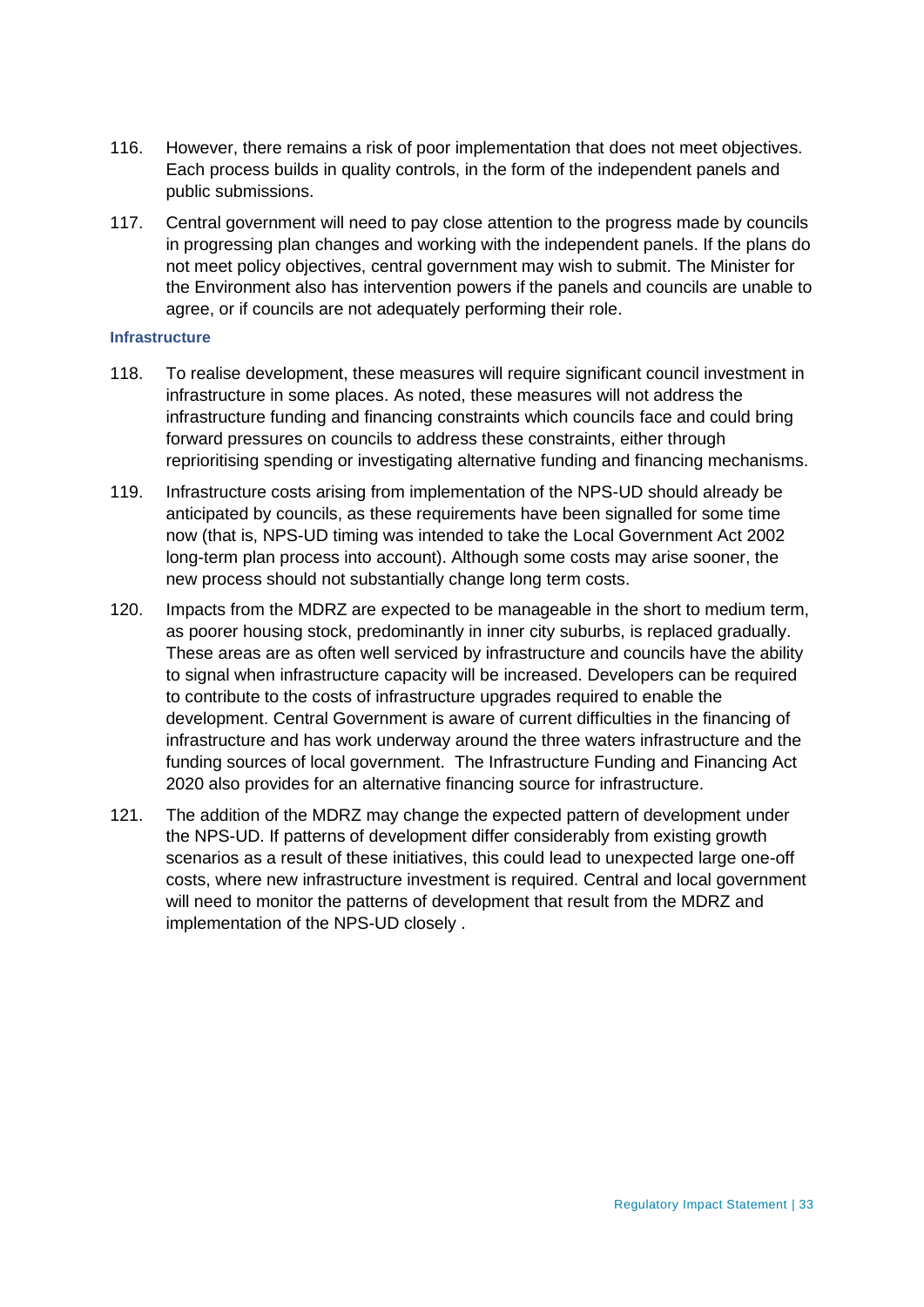116. However, there remains a risk of poor implementation that does not meet objectives. Each process builds in quality controls, in the form of the independent panels and public submissions.

117. Central government will need to pay close attention to the progress made by councils in progressing plan changes and working with the independent panels. If the plans do not meet policy objectives, central government may wish to submit. The Minister for the Environment also has intervention powers if the panels and councils are unable to agree, or if councils are not adequately performing their role.

### Infrastructure

118. To realise development, these measures will require significant council investment in infrastructure in some places. As noted, these measures will not address the infrastructure funding and financing constraints which councils face and could bring forward pressures on councils to address these constraints, either through reprioritising spending or investigating alternative funding and financing mechanisms.

119. Infrastructure costs arising from implementation of the NPS-UD should already be anticipated by councils, as these requirements have been signalled for some time now (that is, NPS-UD timing was intended to take the Local Government Act 2002 long-term plan process into account). Although some costs may arise sooner, the new process should not substantially change long term costs.

120. Impacts from the MDRZ are expected to be manageable in the short to medium term, as poorer housing stock, predominantly in inner city suburbs, is replaced gradually. These areas are as often well serviced by infrastructure and councils have the ability to signal when infrastructure capacity will be increased. Developers can be required to contribute to the costs of infrastructure upgrades required to enable the development. Central Government is aware of current difficulties in the financing of infrastructure and has work underway around the three waters infrastructure and the funding sources of local government. The Infrastructure Funding and Financing Act 2020 also provides for an alternative financing source for infrastructure.

121. The addition of the MDRZ may change the expected pattern of development under the NPS-UD. If patterns of development differ considerably from existing growth scenarios as a result of these initiatives, this could lead to unexpected large one-off costs, where new infrastructure investment is required. Central and local government will need to monitor the patterns of development that result from the MDRZ and implementation of the NPS-UD closely .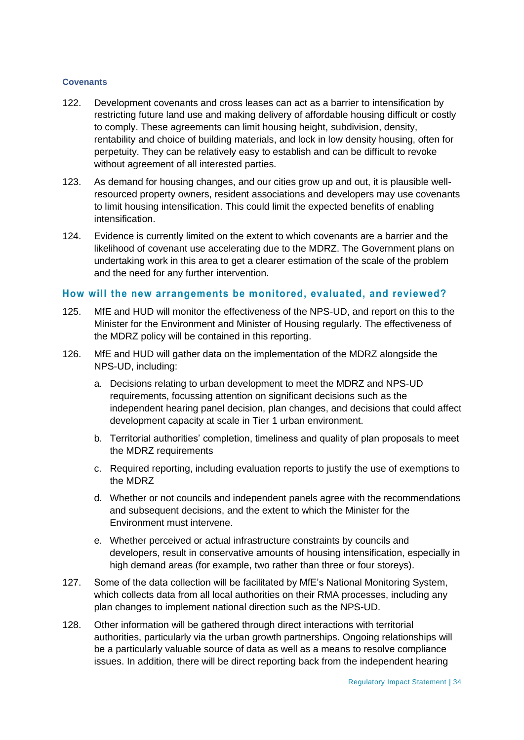### Covenants

122. Development covenants and cross leases can act as a barrier to intensification by restricting future land use and making delivery of affordable housing difficult or costly to comply. These agreements can limit housing height, subdivision, density, rentability and choice of building materials, and lock in low density housing, often for perpetuity. They can be relatively easy to establish and can be difficult to revoke without agreement of all interested parties.

123. As demand for housing changes, and our cities grow up and out, it is plausible well-resourced property owners, resident associations and developers may use covenants to limit housing intensification. This could limit the expected benefits of enabling intensification.

124. Evidence is currently limited on the extent to which covenants are a barrier and the likelihood of covenant use accelerating due to the MDRZ. The Government plans on undertaking work in this area to get a clearer estimation of the scale of the problem and the need for any further intervention.

## How will the new arrangements be monitored, evaluated, and reviewed?

125. MfE and HUD will monitor the effectiveness of the NPS-UD, and report on this to the Minister for the Environment and Minister of Housing regularly. The effectiveness of the MDRZ policy will be contained in this reporting.

126. MfE and HUD will gather data on the implementation of the MDRZ alongside the NPS-UD, including:

    a. Decisions relating to urban development to meet the MDRZ and NPS-UD requirements, focussing attention on significant decisions such as the independent hearing panel decision, plan changes, and decisions that could affect development capacity at scale in Tier 1 urban environment.

    b. Territorial authorities' completion, timeliness and quality of plan proposals to meet the MDRZ requirements

    c. Required reporting, including evaluation reports to justify the use of exemptions to the MDRZ

    d. Whether or not councils and independent panels agree with the recommendations and subsequent decisions, and the extent to which the Minister for the Environment must intervene.

    e. Whether perceived or actual infrastructure constraints by councils and developers, result in conservative amounts of housing intensification, especially in high demand areas (for example, two rather than three or four storeys).

127. Some of the data collection will be facilitated by MfE's National Monitoring System, which collects data from all local authorities on their RMA processes, including any plan changes to implement national direction such as the NPS-UD.

128. Other information will be gathered through direct interactions with territorial authorities, particularly via the urban growth partnerships. Ongoing relationships will be a particularly valuable source of data as well as a means to resolve compliance issues. In addition, there will be direct reporting back from the independent hearing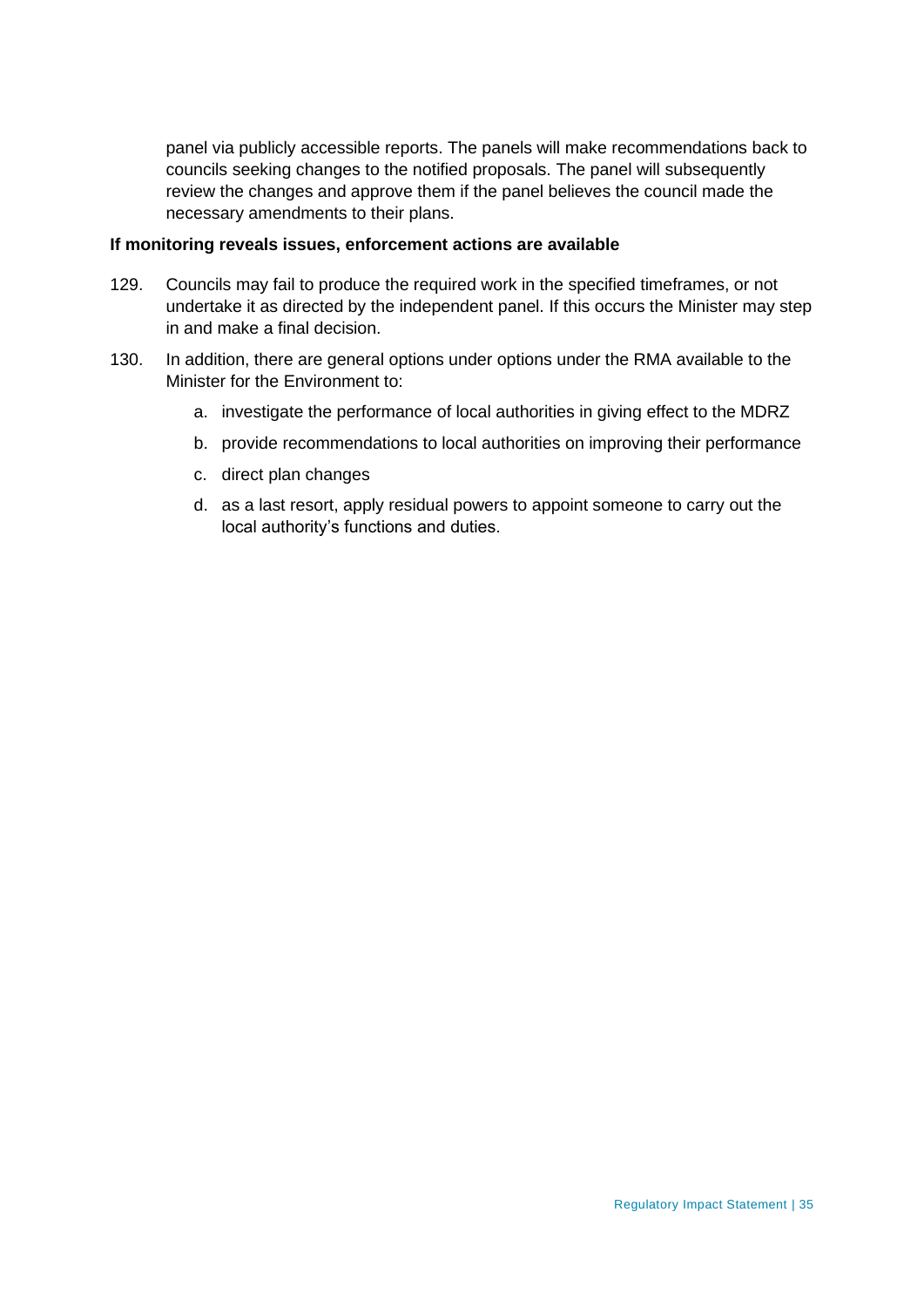panel via publicly accessible reports. The panels will make recommendations back to councils seeking changes to the notified proposals. The panel will subsequently review the changes and approve them if the panel believes the council made the necessary amendments to their plans.

**If monitoring reveals issues, enforcement actions are available**

129. Councils may fail to produce the required work in the specified timeframes, or not undertake it as directed by the independent panel. If this occurs the Minister may step in and make a final decision.

130. In addition, there are general options under options under the RMA available to the Minister for the Environment to:

   a. investigate the performance of local authorities in giving effect to the MDRZ

   b. provide recommendations to local authorities on improving their performance

   c. direct plan changes

   d. as a last resort, apply residual powers to appoint someone to carry out the local authority's functions and duties.